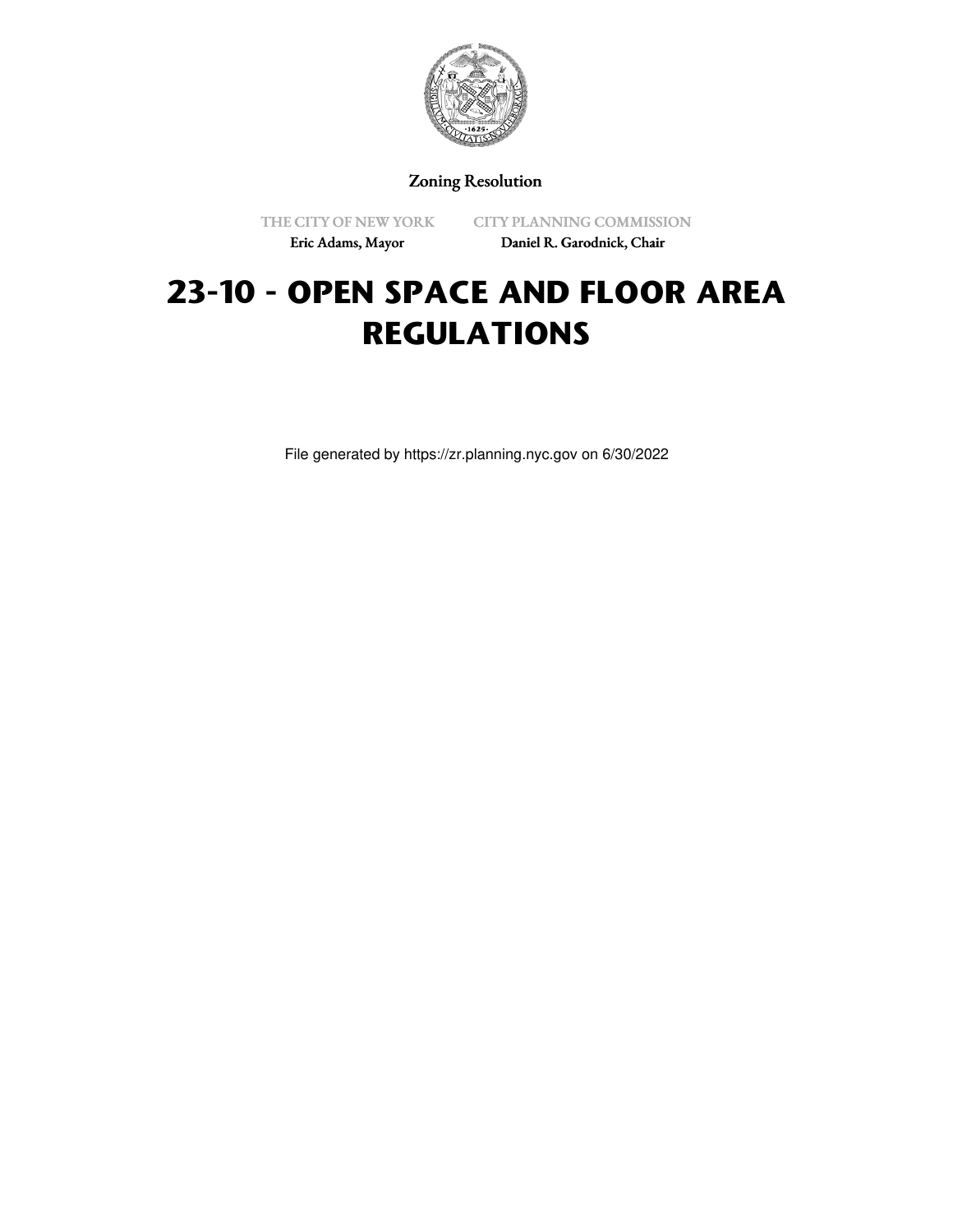Zoning Resolution

THE CITY OF NEW YORK
Eric Adams, Mayor

CITY PLANNING COMMISSION
Daniel R. Garodnick, Chair

# 23-10 - OPEN SPACE AND FLOOR AREA REGULATIONS

File generated by https://zr.planning.nyc.gov on 6/30/2022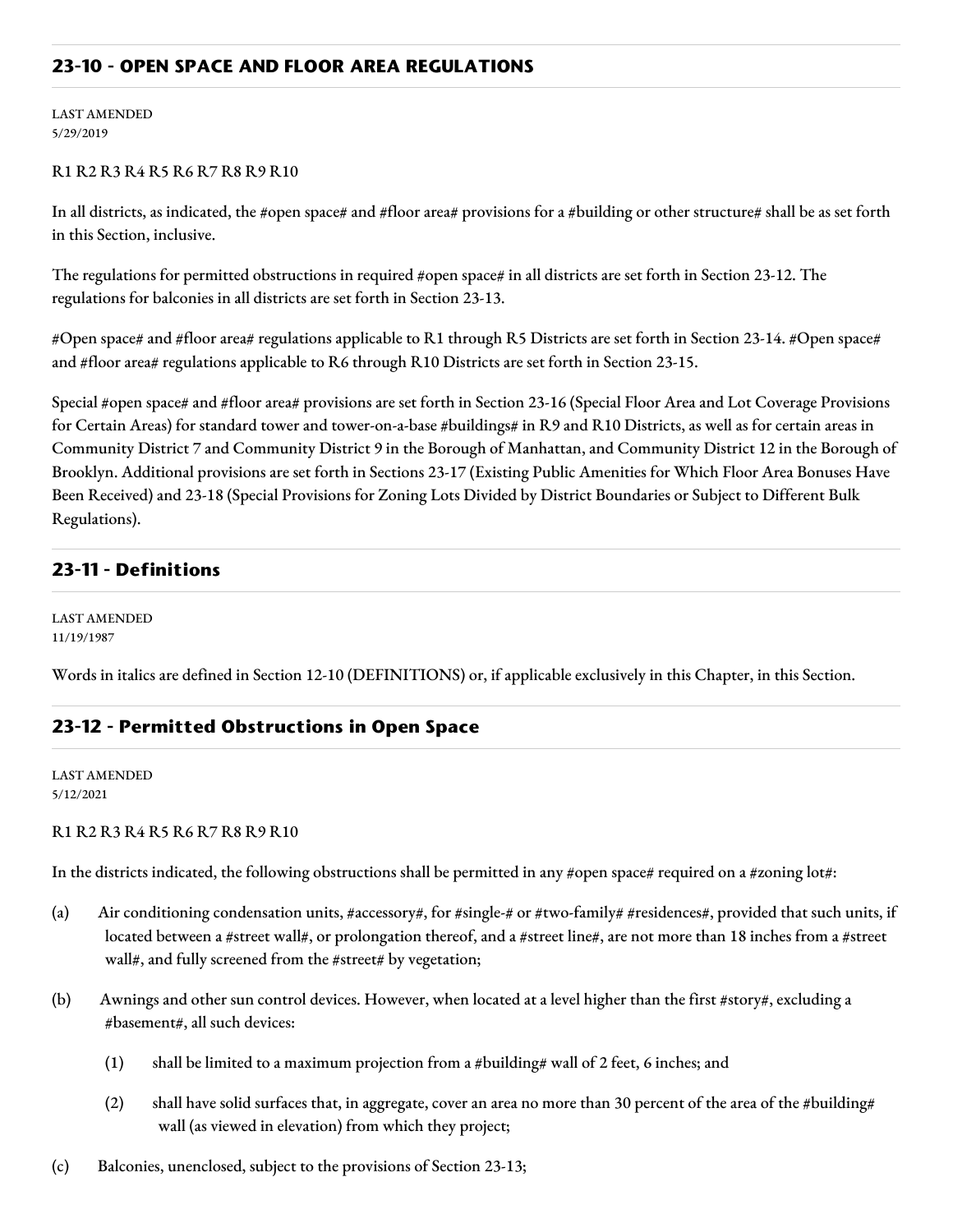## 23-10 - OPEN SPACE AND FLOOR AREA REGULATIONS

LAST AMENDED
5/29/2019

R1 R2 R3 R4 R5 R6 R7 R8 R9 R10

In all districts, as indicated, the #open space# and #floor area# provisions for a #building or other structure# shall be as set forth in this Section, inclusive.

The regulations for permitted obstructions in required #open space# in all districts are set forth in Section 23-12. The regulations for balconies in all districts are set forth in Section 23-13.

#Open space# and #floor area# regulations applicable to R1 through R5 Districts are set forth in Section 23-14. #Open space# and #floor area# regulations applicable to R6 through R10 Districts are set forth in Section 23-15.

Special #open space# and #floor area# provisions are set forth in Section 23-16 (Special Floor Area and Lot Coverage Provisions for Certain Areas) for standard tower and tower-on-a-base #buildings# in R9 and R10 Districts, as well as for certain areas in Community District 7 and Community District 9 in the Borough of Manhattan, and Community District 12 in the Borough of Brooklyn. Additional provisions are set forth in Sections 23-17 (Existing Public Amenities for Which Floor Area Bonuses Have Been Received) and 23-18 (Special Provisions for Zoning Lots Divided by District Boundaries or Subject to Different Bulk Regulations).

## 23-11 - Definitions

LAST AMENDED
11/19/1987

Words in italics are defined in Section 12-10 (DEFINITIONS) or, if applicable exclusively in this Chapter, in this Section.

## 23-12 - Permitted Obstructions in Open Space

LAST AMENDED
5/12/2021

R1 R2 R3 R4 R5 R6 R7 R8 R9 R10

In the districts indicated, the following obstructions shall be permitted in any #open space# required on a #zoning lot#:

(a) Air conditioning condensation units, #accessory#, for #single-# or #two-family# #residences#, provided that such units, if located between a #street wall#, or prolongation thereof, and a #street line#, are not more than 18 inches from a #street wall#, and fully screened from the #street# by vegetation;

(b) Awnings and other sun control devices. However, when located at a level higher than the first #story#, excluding a #basement#, all such devices:

   (1) shall be limited to a maximum projection from a #building# wall of 2 feet, 6 inches; and

   (2) shall have solid surfaces that, in aggregate, cover an area no more than 30 percent of the area of the #building# wall (as viewed in elevation) from which they project;

(c) Balconies, unenclosed, subject to the provisions of Section 23-13;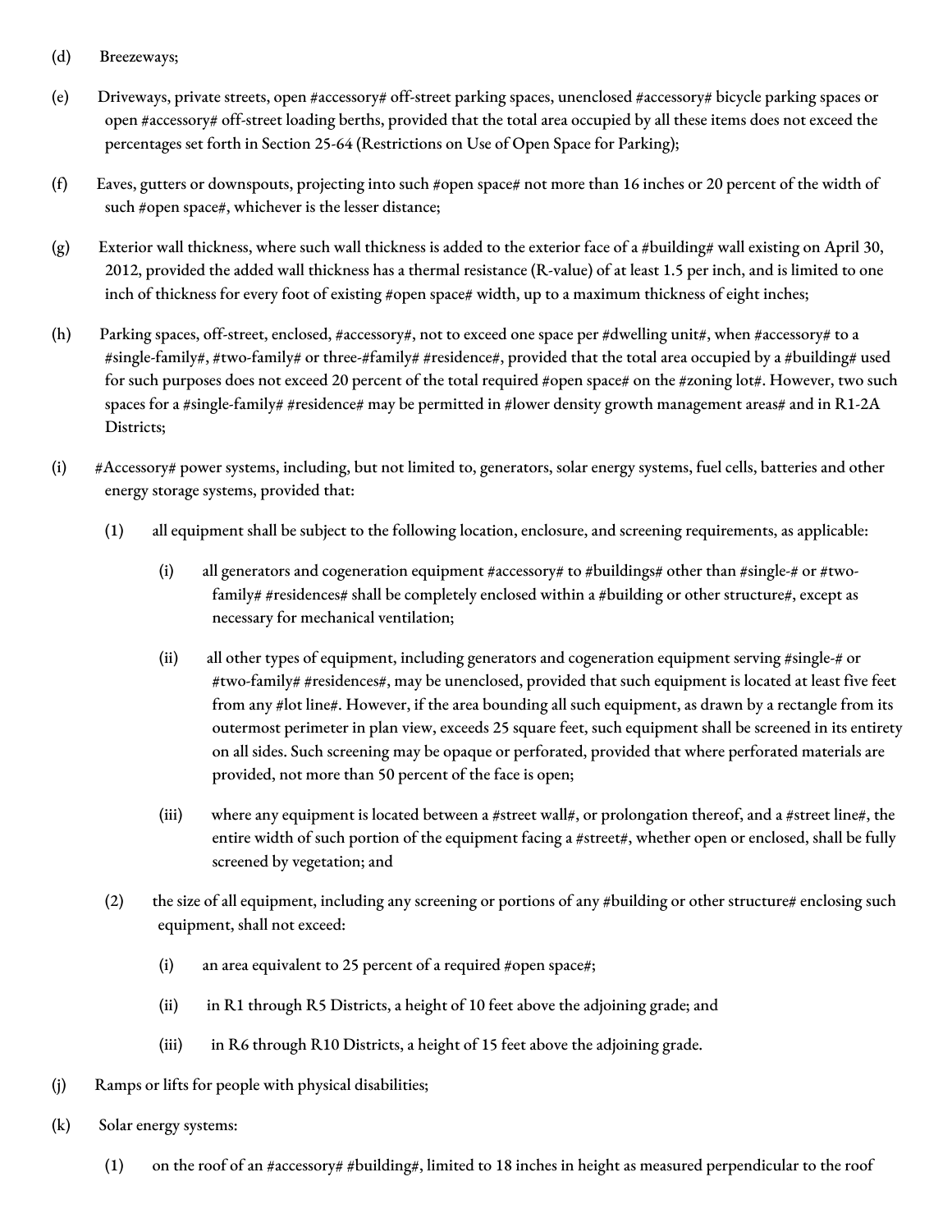(d) Breezeways;

(e) Driveways, private streets, open #accessory# off-street parking spaces, unenclosed #accessory# bicycle parking spaces or open #accessory# off-street loading berths, provided that the total area occupied by all these items does not exceed the percentages set forth in Section 25-64 (Restrictions on Use of Open Space for Parking);

(f) Eaves, gutters or downspouts, projecting into such #open space# not more than 16 inches or 20 percent of the width of such #open space#, whichever is the lesser distance;

(g) Exterior wall thickness, where such wall thickness is added to the exterior face of a #building# wall existing on April 30, 2012, provided the added wall thickness has a thermal resistance (R-value) of at least 1.5 per inch, and is limited to one inch of thickness for every foot of existing #open space# width, up to a maximum thickness of eight inches;

(h) Parking spaces, off-street, enclosed, #accessory#, not to exceed one space per #dwelling unit#, when #accessory# to a #single-family#, #two-family# or three-#family# #residence#, provided that the total area occupied by a #building# used for such purposes does not exceed 20 percent of the total required #open space# on the #zoning lot#. However, two such spaces for a #single-family# #residence# may be permitted in #lower density growth management areas# and in R1-2A Districts;

(i) #Accessory# power systems, including, but not limited to, generators, solar energy systems, fuel cells, batteries and other energy storage systems, provided that:

   (1) all equipment shall be subject to the following location, enclosure, and screening requirements, as applicable:

      (i) all generators and cogeneration equipment #accessory# to #buildings# other than #single-# or #two-family# #residences# shall be completely enclosed within a #building or other structure#, except as necessary for mechanical ventilation;

      (ii) all other types of equipment, including generators and cogeneration equipment serving #single-# or #two-family# #residences#, may be unenclosed, provided that such equipment is located at least five feet from any #lot line#. However, if the area bounding all such equipment, as drawn by a rectangle from its outermost perimeter in plan view, exceeds 25 square feet, such equipment shall be screened in its entirety on all sides. Such screening may be opaque or perforated, provided that where perforated materials are provided, not more than 50 percent of the face is open;

      (iii) where any equipment is located between a #street wall#, or prolongation thereof, and a #street line#, the entire width of such portion of the equipment facing a #street#, whether open or enclosed, shall be fully screened by vegetation; and

   (2) the size of all equipment, including any screening or portions of any #building or other structure# enclosing such equipment, shall not exceed:

      (i) an area equivalent to 25 percent of a required #open space#;

      (ii) in R1 through R5 Districts, a height of 10 feet above the adjoining grade; and

      (iii) in R6 through R10 Districts, a height of 15 feet above the adjoining grade.

(j) Ramps or lifts for people with physical disabilities;

(k) Solar energy systems:

   (1) on the roof of an #accessory# #building#, limited to 18 inches in height as measured perpendicular to the roof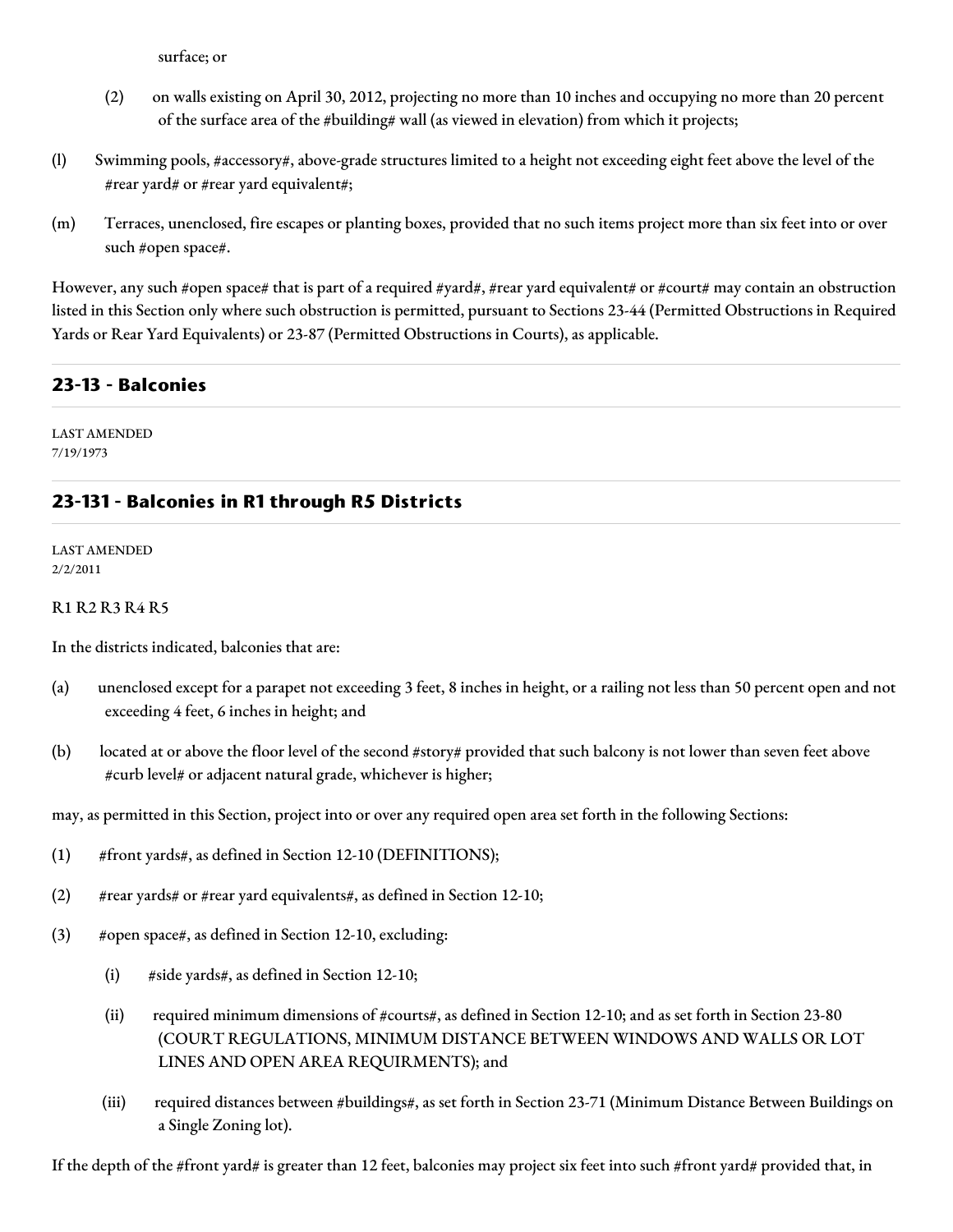surface; or

(2) on walls existing on April 30, 2012, projecting no more than 10 inches and occupying no more than 20 percent of the surface area of the #building# wall (as viewed in elevation) from which it projects;

(l) Swimming pools, #accessory#, above-grade structures limited to a height not exceeding eight feet above the level of the #rear yard# or #rear yard equivalent#;

(m) Terraces, unenclosed, fire escapes or planting boxes, provided that no such items project more than six feet into or over such #open space#.

However, any such #open space# that is part of a required #yard#, #rear yard equivalent# or #court# may contain an obstruction listed in this Section only where such obstruction is permitted, pursuant to Sections 23-44 (Permitted Obstructions in Required Yards or Rear Yard Equivalents) or 23-87 (Permitted Obstructions in Courts), as applicable.

## 23-13 - Balconies

LAST AMENDED
7/19/1973

## 23-131 - Balconies in R1 through R5 Districts

LAST AMENDED
2/2/2011

R1 R2 R3 R4 R5

In the districts indicated, balconies that are:

(a) unenclosed except for a parapet not exceeding 3 feet, 8 inches in height, or a railing not less than 50 percent open and not exceeding 4 feet, 6 inches in height; and

(b) located at or above the floor level of the second #story# provided that such balcony is not lower than seven feet above #curb level# or adjacent natural grade, whichever is higher;

may, as permitted in this Section, project into or over any required open area set forth in the following Sections:

(1) #front yards#, as defined in Section 12-10 (DEFINITIONS);

(2) #rear yards# or #rear yard equivalents#, as defined in Section 12-10;

(3) #open space#, as defined in Section 12-10, excluding:

  (i) #side yards#, as defined in Section 12-10;

  (ii) required minimum dimensions of #courts#, as defined in Section 12-10; and as set forth in Section 23-80 (COURT REGULATIONS, MINIMUM DISTANCE BETWEEN WINDOWS AND WALLS OR LOT LINES AND OPEN AREA REQUIRMENTS); and

  (iii) required distances between #buildings#, as set forth in Section 23-71 (Minimum Distance Between Buildings on a Single Zoning lot).

If the depth of the #front yard# is greater than 12 feet, balconies may project six feet into such #front yard# provided that, in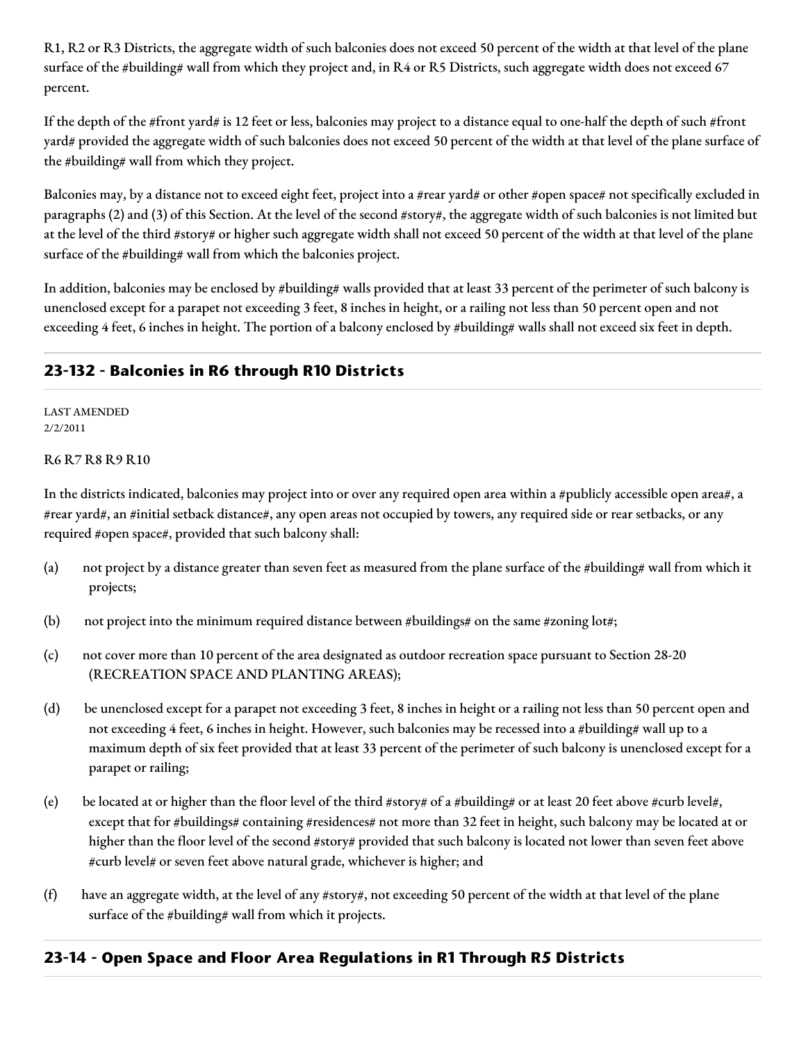R1, R2 or R3 Districts, the aggregate width of such balconies does not exceed 50 percent of the width at that level of the plane surface of the #building# wall from which they project and, in R4 or R5 Districts, such aggregate width does not exceed 67 percent.

If the depth of the #front yard# is 12 feet or less, balconies may project to a distance equal to one-half the depth of such #front yard# provided the aggregate width of such balconies does not exceed 50 percent of the width at that level of the plane surface of the #building# wall from which they project.

Balconies may, by a distance not to exceed eight feet, project into a #rear yard# or other #open space# not specifically excluded in paragraphs (2) and (3) of this Section. At the level of the second #story#, the aggregate width of such balconies is not limited but at the level of the third #story# or higher such aggregate width shall not exceed 50 percent of the width at that level of the plane surface of the #building# wall from which the balconies project.

In addition, balconies may be enclosed by #building# walls provided that at least 33 percent of the perimeter of such balcony is unenclosed except for a parapet not exceeding 3 feet, 8 inches in height, or a railing not less than 50 percent open and not exceeding 4 feet, 6 inches in height. The portion of a balcony enclosed by #building# walls shall not exceed six feet in depth.

## 23-132 - Balconies in R6 through R10 Districts

LAST AMENDED
2/2/2011

R6 R7 R8 R9 R10

In the districts indicated, balconies may project into or over any required open area within a #publicly accessible open area#, a #rear yard#, an #initial setback distance#, any open areas not occupied by towers, any required side or rear setbacks, or any required #open space#, provided that such balcony shall:

(a) not project by a distance greater than seven feet as measured from the plane surface of the #building# wall from which it projects;

(b) not project into the minimum required distance between #buildings# on the same #zoning lot#;

(c) not cover more than 10 percent of the area designated as outdoor recreation space pursuant to Section 28-20 (RECREATION SPACE AND PLANTING AREAS);

(d) be unenclosed except for a parapet not exceeding 3 feet, 8 inches in height or a railing not less than 50 percent open and not exceeding 4 feet, 6 inches in height. However, such balconies may be recessed into a #building# wall up to a maximum depth of six feet provided that at least 33 percent of the perimeter of such balcony is unenclosed except for a parapet or railing;

(e) be located at or higher than the floor level of the third #story# of a #building# or at least 20 feet above #curb level#, except that for #buildings# containing #residences# not more than 32 feet in height, such balcony may be located at or higher than the floor level of the second #story# provided that such balcony is located not lower than seven feet above #curb level# or seven feet above natural grade, whichever is higher; and

(f) have an aggregate width, at the level of any #story#, not exceeding 50 percent of the width at that level of the plane surface of the #building# wall from which it projects.

## 23-14 - Open Space and Floor Area Regulations in R1 Through R5 Districts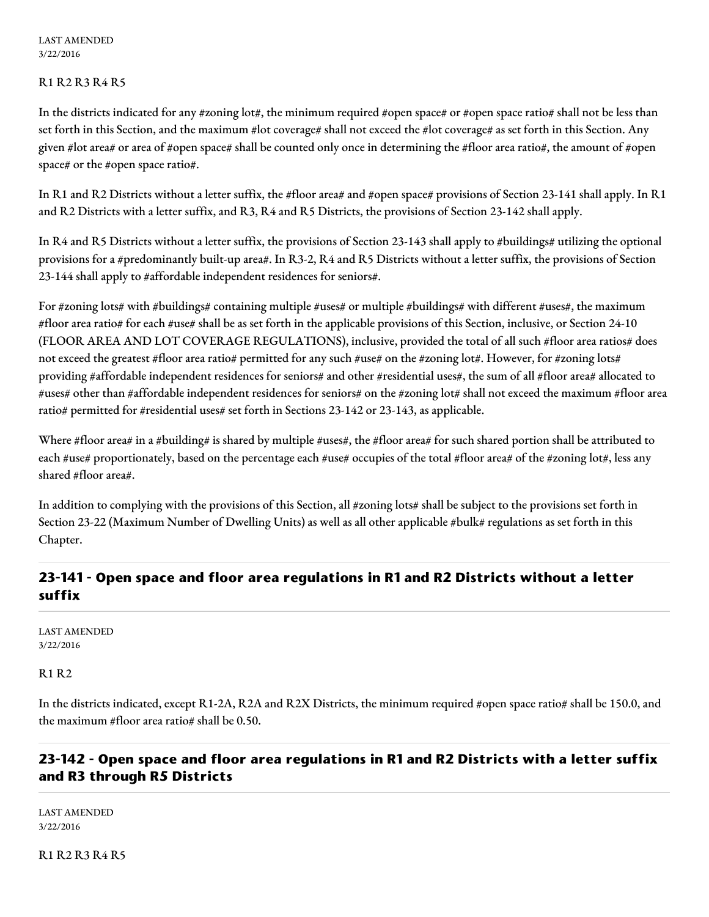LAST AMENDED
3/22/2016

R1 R2 R3 R4 R5

In the districts indicated for any #zoning lot#, the minimum required #open space# or #open space ratio# shall not be less than set forth in this Section, and the maximum #lot coverage# shall not exceed the #lot coverage# as set forth in this Section. Any given #lot area# or area of #open space# shall be counted only once in determining the #floor area ratio#, the amount of #open space# or the #open space ratio#.

In R1 and R2 Districts without a letter suffix, the #floor area# and #open space# provisions of Section 23-141 shall apply. In R1 and R2 Districts with a letter suffix, and R3, R4 and R5 Districts, the provisions of Section 23-142 shall apply.

In R4 and R5 Districts without a letter suffix, the provisions of Section 23-143 shall apply to #buildings# utilizing the optional provisions for a #predominantly built-up area#. In R3-2, R4 and R5 Districts without a letter suffix, the provisions of Section 23-144 shall apply to #affordable independent residences for seniors#.

For #zoning lots# with #buildings# containing multiple #uses# or multiple #buildings# with different #uses#, the maximum #floor area ratio# for each #use# shall be as set forth in the applicable provisions of this Section, inclusive, or Section 24-10 (FLOOR AREA AND LOT COVERAGE REGULATIONS), inclusive, provided the total of all such #floor area ratios# does not exceed the greatest #floor area ratio# permitted for any such #use# on the #zoning lot#. However, for #zoning lots# providing #affordable independent residences for seniors# and other #residential uses#, the sum of all #floor area# allocated to #uses# other than #affordable independent residences for seniors# on the #zoning lot# shall not exceed the maximum #floor area ratio# permitted for #residential uses# set forth in Sections 23-142 or 23-143, as applicable.

Where #floor area# in a #building# is shared by multiple #uses#, the #floor area# for such shared portion shall be attributed to each #use# proportionately, based on the percentage each #use# occupies of the total #floor area# of the #zoning lot#, less any shared #floor area#.

In addition to complying with the provisions of this Section, all #zoning lots# shall be subject to the provisions set forth in Section 23-22 (Maximum Number of Dwelling Units) as well as all other applicable #bulk# regulations as set forth in this Chapter.

## 23-141 - Open space and floor area regulations in R1 and R2 Districts without a letter suffix

LAST AMENDED
3/22/2016

R1 R2

In the districts indicated, except R1-2A, R2A and R2X Districts, the minimum required #open space ratio# shall be 150.0, and the maximum #floor area ratio# shall be 0.50.

## 23-142 - Open space and floor area regulations in R1 and R2 Districts with a letter suffix and R3 through R5 Districts

LAST AMENDED
3/22/2016

R1 R2 R3 R4 R5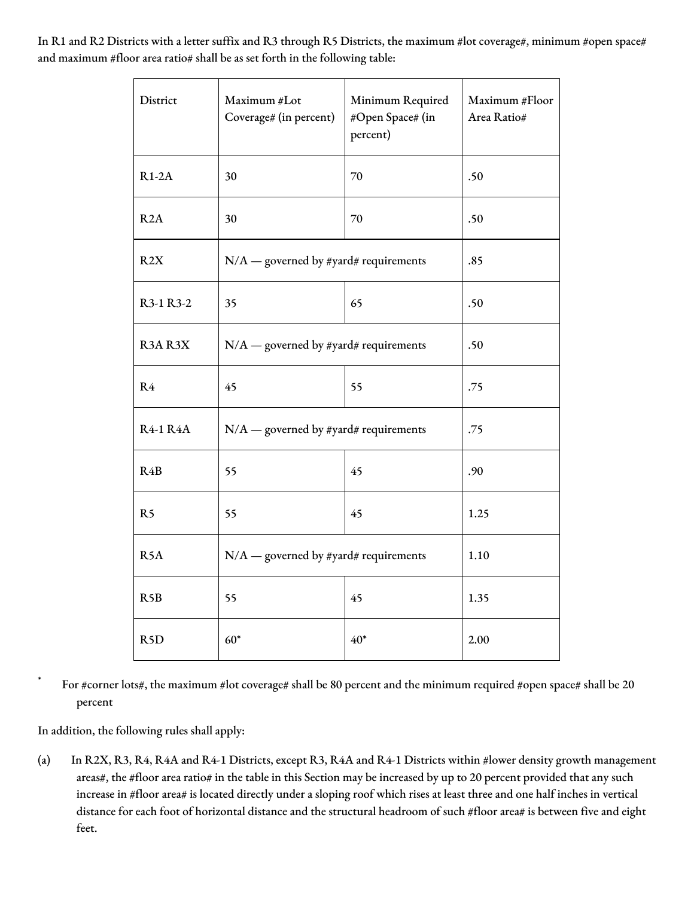In R1 and R2 Districts with a letter suffix and R3 through R5 Districts, the maximum #lot coverage#, minimum #open space# and maximum #floor area ratio# shall be as set forth in the following table:

| District | Maximum #Lot Coverage# (in percent) | Minimum Required #Open Space# (in percent) | Maximum #Floor Area Ratio# |
|---|---|---|---|
| R1-2A | 30 | 70 | .50 |
| R2A | 30 | 70 | .50 |
| R2X | N/A — governed by #yard# requirements | | .85 |
| R3-1 R3-2 | 35 | 65 | .50 |
| R3A R3X | N/A — governed by #yard# requirements | | .50 |
| R4 | 45 | 55 | .75 |
| R4-1 R4A | N/A — governed by #yard# requirements | | .75 |
| R4B | 55 | 45 | .90 |
| R5 | 55 | 45 | 1.25 |
| R5A | N/A — governed by #yard# requirements | | 1.10 |
| R5B | 55 | 45 | 1.35 |
| R5D | 60* | 40* | 2.00 |

\* For #corner lots#, the maximum #lot coverage# shall be 80 percent and the minimum required #open space# shall be 20 percent

In addition, the following rules shall apply:

(a) In R2X, R3, R4, R4A and R4-1 Districts, except R3, R4A and R4-1 Districts within #lower density growth management areas#, the #floor area ratio# in the table in this Section may be increased by up to 20 percent provided that any such increase in #floor area# is located directly under a sloping roof which rises at least three and one half inches in vertical distance for each foot of horizontal distance and the structural headroom of such #floor area# is between five and eight feet.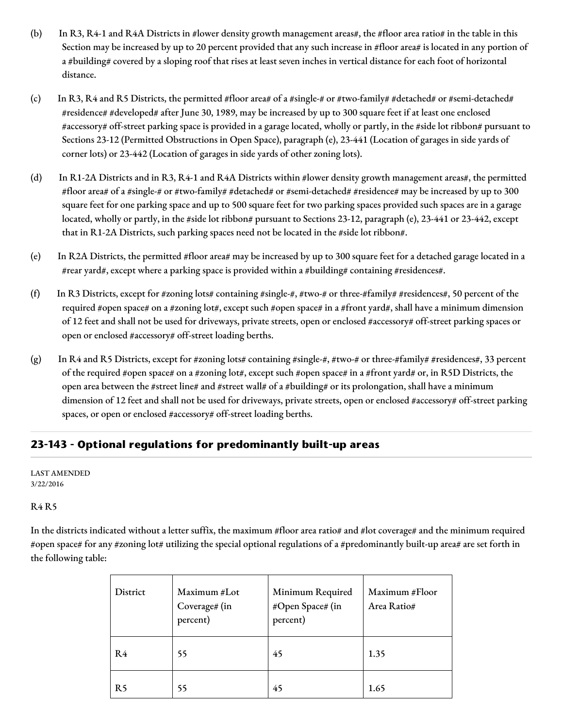(b) In R3, R4-1 and R4A Districts in #lower density growth management areas#, the #floor area ratio# in the table in this Section may be increased by up to 20 percent provided that any such increase in #floor area# is located in any portion of a #building# covered by a sloping roof that rises at least seven inches in vertical distance for each foot of horizontal distance.

(c) In R3, R4 and R5 Districts, the permitted #floor area# of a #single-# or #two-family# #detached# or #semi-detached# #residence# #developed# after June 30, 1989, may be increased by up to 300 square feet if at least one enclosed #accessory# off-street parking space is provided in a garage located, wholly or partly, in the #side lot ribbon# pursuant to Sections 23-12 (Permitted Obstructions in Open Space), paragraph (e), 23-441 (Location of garages in side yards of corner lots) or 23-442 (Location of garages in side yards of other zoning lots).

(d) In R1-2A Districts and in R3, R4-1 and R4A Districts within #lower density growth management areas#, the permitted #floor area# of a #single-# or #two-family# #detached# or #semi-detached# #residence# may be increased by up to 300 square feet for one parking space and up to 500 square feet for two parking spaces provided such spaces are in a garage located, wholly or partly, in the #side lot ribbon# pursuant to Sections 23-12, paragraph (e), 23-441 or 23-442, except that in R1-2A Districts, such parking spaces need not be located in the #side lot ribbon#.

(e) In R2A Districts, the permitted #floor area# may be increased by up to 300 square feet for a detached garage located in a #rear yard#, except where a parking space is provided within a #building# containing #residences#.

(f) In R3 Districts, except for #zoning lots# containing #single-#, #two-# or three-#family# #residences#, 50 percent of the required #open space# on a #zoning lot#, except such #open space# in a #front yard#, shall have a minimum dimension of 12 feet and shall not be used for driveways, private streets, open or enclosed #accessory# off-street parking spaces or open or enclosed #accessory# off-street loading berths.

(g) In R4 and R5 Districts, except for #zoning lots# containing #single-#, #two-# or three-#family# #residences#, 33 percent of the required #open space# on a #zoning lot#, except such #open space# in a #front yard# or, in R5D Districts, the open area between the #street line# and #street wall# of a #building# or its prolongation, shall have a minimum dimension of 12 feet and shall not be used for driveways, private streets, open or enclosed #accessory# off-street parking spaces, or open or enclosed #accessory# off-street loading berths.

## 23-143 - Optional regulations for predominantly built-up areas

LAST AMENDED
3/22/2016

R4 R5

In the districts indicated without a letter suffix, the maximum #floor area ratio# and #lot coverage# and the minimum required #open space# for any #zoning lot# utilizing the special optional regulations of a #predominantly built-up area# are set forth in the following table:

| District | Maximum #Lot Coverage# (in percent) | Minimum Required #Open Space# (in percent) | Maximum #Floor Area Ratio# |
|---|---|---|---|
| R4 | 55 | 45 | 1.35 |
| R5 | 55 | 45 | 1.65 |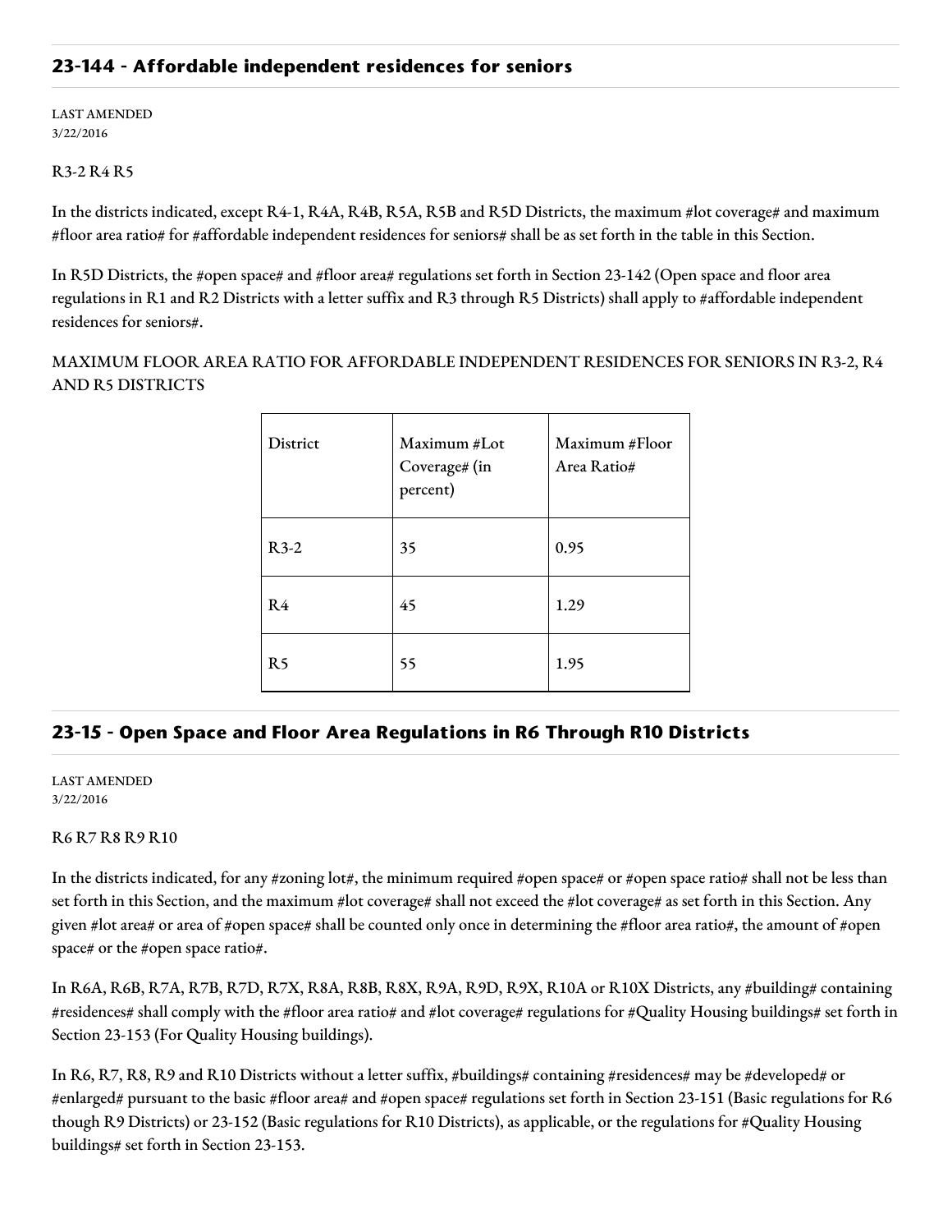## 23-144 - Affordable independent residences for seniors

LAST AMENDED
3/22/2016

R3-2 R4 R5

In the districts indicated, except R4-1, R4A, R4B, R5A, R5B and R5D Districts, the maximum #lot coverage# and maximum #floor area ratio# for #affordable independent residences for seniors# shall be as set forth in the table in this Section.

In R5D Districts, the #open space# and #floor area# regulations set forth in Section 23-142 (Open space and floor area regulations in R1 and R2 Districts with a letter suffix and R3 through R5 Districts) shall apply to #affordable independent residences for seniors#.

MAXIMUM FLOOR AREA RATIO FOR AFFORDABLE INDEPENDENT RESIDENCES FOR SENIORS IN R3-2, R4 AND R5 DISTRICTS

| District | Maximum #Lot Coverage# (in percent) | Maximum #Floor Area Ratio# |
|---|---|---|
| R3-2 | 35 | 0.95 |
| R4 | 45 | 1.29 |
| R5 | 55 | 1.95 |

## 23-15 - Open Space and Floor Area Regulations in R6 Through R10 Districts

LAST AMENDED
3/22/2016

R6 R7 R8 R9 R10

In the districts indicated, for any #zoning lot#, the minimum required #open space# or #open space ratio# shall not be less than set forth in this Section, and the maximum #lot coverage# shall not exceed the #lot coverage# as set forth in this Section. Any given #lot area# or area of #open space# shall be counted only once in determining the #floor area ratio#, the amount of #open space# or the #open space ratio#.

In R6A, R6B, R7A, R7B, R7D, R7X, R8A, R8B, R8X, R9A, R9D, R9X, R10A or R10X Districts, any #building# containing #residences# shall comply with the #floor area ratio# and #lot coverage# regulations for #Quality Housing buildings# set forth in Section 23-153 (For Quality Housing buildings).

In R6, R7, R8, R9 and R10 Districts without a letter suffix, #buildings# containing #residences# may be #developed# or #enlarged# pursuant to the basic #floor area# and #open space# regulations set forth in Section 23-151 (Basic regulations for R6 though R9 Districts) or 23-152 (Basic regulations for R10 Districts), as applicable, or the regulations for #Quality Housing buildings# set forth in Section 23-153.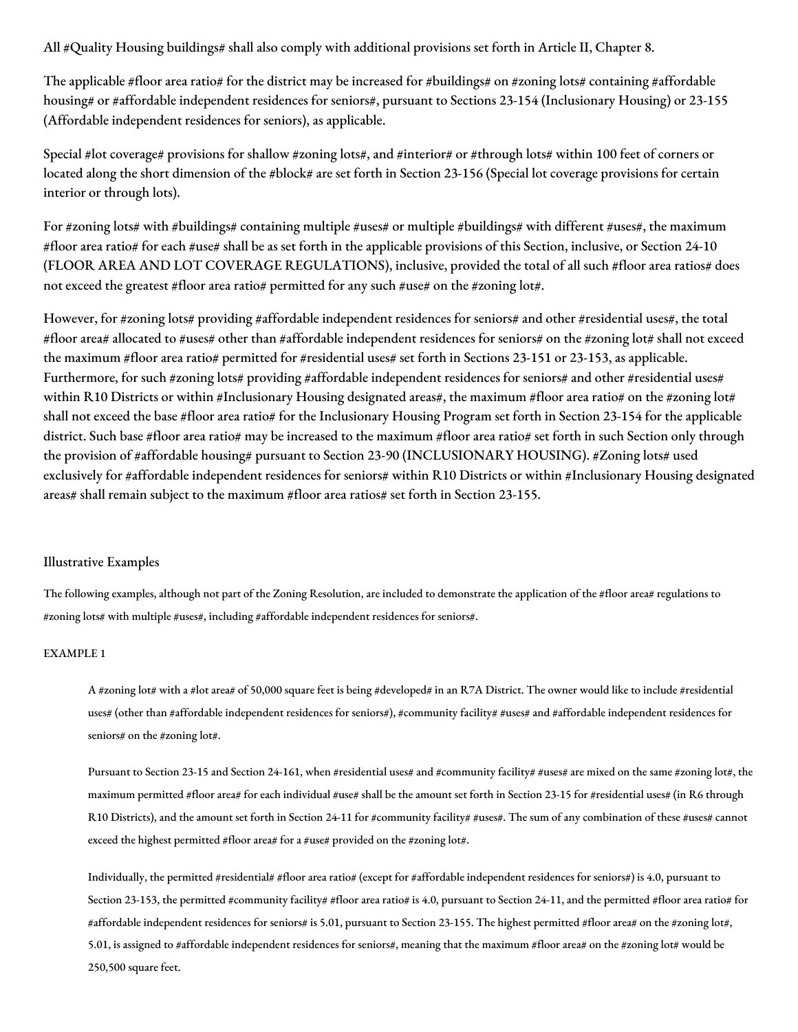All #Quality Housing buildings# shall also comply with additional provisions set forth in Article II, Chapter 8.

The applicable #floor area ratio# for the district may be increased for #buildings# on #zoning lots# containing #affordable housing# or #affordable independent residences for seniors#, pursuant to Sections 23-154 (Inclusionary Housing) or 23-155 (Affordable independent residences for seniors), as applicable.

Special #lot coverage# provisions for shallow #zoning lots#, and #interior# or #through lots# within 100 feet of corners or located along the short dimension of the #block# are set forth in Section 23-156 (Special lot coverage provisions for certain interior or through lots).

For #zoning lots# with #buildings# containing multiple #uses# or multiple #buildings# with different #uses#, the maximum #floor area ratio# for each #use# shall be as set forth in the applicable provisions of this Section, inclusive, or Section 24-10 (FLOOR AREA AND LOT COVERAGE REGULATIONS), inclusive, provided the total of all such #floor area ratios# does not exceed the greatest #floor area ratio# permitted for any such #use# on the #zoning lot#.

However, for #zoning lots# providing #affordable independent residences for seniors# and other #residential uses#, the total #floor area# allocated to #uses# other than #affordable independent residences for seniors# on the #zoning lot# shall not exceed the maximum #floor area ratio# permitted for #residential uses# set forth in Sections 23-151 or 23-153, as applicable. Furthermore, for such #zoning lots# providing #affordable independent residences for seniors# and other #residential uses# within R10 Districts or within #Inclusionary Housing designated areas#, the maximum #floor area ratio# on the #zoning lot# shall not exceed the base #floor area ratio# for the Inclusionary Housing Program set forth in Section 23-154 for the applicable district. Such base #floor area ratio# may be increased to the maximum #floor area ratio# set forth in such Section only through the provision of #affordable housing# pursuant to Section 23-90 (INCLUSIONARY HOUSING). #Zoning lots# used exclusively for #affordable independent residences for seniors# within R10 Districts or within #Inclusionary Housing designated areas# shall remain subject to the maximum #floor area ratios# set forth in Section 23-155.

Illustrative Examples

The following examples, although not part of the Zoning Resolution, are included to demonstrate the application of the #floor area# regulations to #zoning lots# with multiple #uses#, including #affordable independent residences for seniors#.

EXAMPLE 1

> A #zoning lot# with a #lot area# of 50,000 square feet is being #developed# in an R7A District. The owner would like to include #residential uses# (other than #affordable independent residences for seniors#), #community facility# #uses# and #affordable independent residences for seniors# on the #zoning lot#.
>
> Pursuant to Section 23-15 and Section 24-161, when #residential uses# and #community facility# #uses# are mixed on the same #zoning lot#, the maximum permitted #floor area# for each individual #use# shall be the amount set forth in Section 23-15 for #residential uses# (in R6 through R10 Districts), and the amount set forth in Section 24-11 for #community facility# #uses#. The sum of any combination of these #uses# cannot exceed the highest permitted #floor area# for a #use# provided on the #zoning lot#.
>
> Individually, the permitted #residential# #floor area ratio# (except for #affordable independent residences for seniors#) is 4.0, pursuant to Section 23-153, the permitted #community facility# #floor area ratio# is 4.0, pursuant to Section 24-11, and the permitted #floor area ratio# for #affordable independent residences for seniors# is 5.01, pursuant to Section 23-155. The highest permitted #floor area# on the #zoning lot#, 5.01, is assigned to #affordable independent residences for seniors#, meaning that the maximum #floor area# on the #zoning lot# would be 250,500 square feet.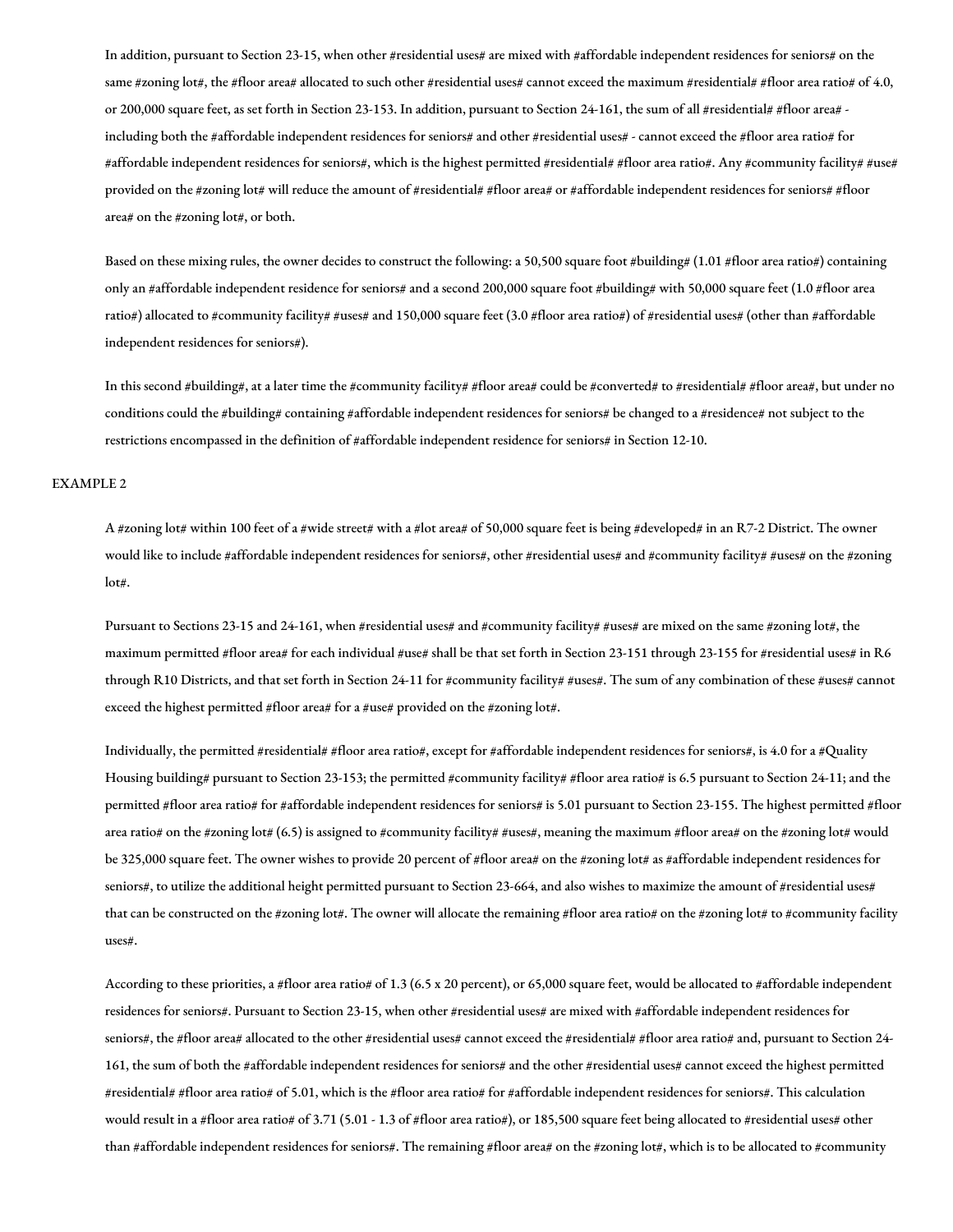In addition, pursuant to Section 23-15, when other #residential uses# are mixed with #affordable independent residences for seniors# on the same #zoning lot#, the #floor area# allocated to such other #residential uses# cannot exceed the maximum #residential# #floor area ratio# of 4.0, or 200,000 square feet, as set forth in Section 23-153. In addition, pursuant to Section 24-161, the sum of all #residential# #floor area# - including both the #affordable independent residences for seniors# and other #residential uses# - cannot exceed the #floor area ratio# for #affordable independent residences for seniors#, which is the highest permitted #residential# #floor area ratio#. Any #community facility# #use# provided on the #zoning lot# will reduce the amount of #residential# #floor area# or #affordable independent residences for seniors# #floor area# on the #zoning lot#, or both.

Based on these mixing rules, the owner decides to construct the following: a 50,500 square foot #building# (1.01 #floor area ratio#) containing only an #affordable independent residence for seniors# and a second 200,000 square foot #building# with 50,000 square feet (1.0 #floor area ratio#) allocated to #community facility# #uses# and 150,000 square feet (3.0 #floor area ratio#) of #residential uses# (other than #affordable independent residences for seniors#).

In this second #building#, at a later time the #community facility# #floor area# could be #converted# to #residential# #floor area#, but under no conditions could the #building# containing #affordable independent residences for seniors# be changed to a #residence# not subject to the restrictions encompassed in the definition of #affordable independent residence for seniors# in Section 12-10.

EXAMPLE 2

A #zoning lot# within 100 feet of a #wide street# with a #lot area# of 50,000 square feet is being #developed# in an R7-2 District. The owner would like to include #affordable independent residences for seniors#, other #residential uses# and #community facility# #uses# on the #zoning lot#.

Pursuant to Sections 23-15 and 24-161, when #residential uses# and #community facility# #uses# are mixed on the same #zoning lot#, the maximum permitted #floor area# for each individual #use# shall be that set forth in Section 23-151 through 23-155 for #residential uses# in R6 through R10 Districts, and that set forth in Section 24-11 for #community facility# #uses#. The sum of any combination of these #uses# cannot exceed the highest permitted #floor area# for a #use# provided on the #zoning lot#.

Individually, the permitted #residential# #floor area ratio#, except for #affordable independent residences for seniors#, is 4.0 for a #Quality Housing building# pursuant to Section 23-153; the permitted #community facility# #floor area ratio# is 6.5 pursuant to Section 24-11; and the permitted #floor area ratio# for #affordable independent residences for seniors# is 5.01 pursuant to Section 23-155. The highest permitted #floor area ratio# on the #zoning lot# (6.5) is assigned to #community facility# #uses#, meaning the maximum #floor area# on the #zoning lot# would be 325,000 square feet. The owner wishes to provide 20 percent of #floor area# on the #zoning lot# as #affordable independent residences for seniors#, to utilize the additional height permitted pursuant to Section 23-664, and also wishes to maximize the amount of #residential uses# that can be constructed on the #zoning lot#. The owner will allocate the remaining #floor area ratio# on the #zoning lot# to #community facility uses#.

According to these priorities, a #floor area ratio# of 1.3 (6.5 x 20 percent), or 65,000 square feet, would be allocated to #affordable independent residences for seniors#. Pursuant to Section 23-15, when other #residential uses# are mixed with #affordable independent residences for seniors#, the #floor area# allocated to the other #residential uses# cannot exceed the #residential# #floor area ratio# and, pursuant to Section 24-161, the sum of both the #affordable independent residences for seniors# and the other #residential uses# cannot exceed the highest permitted #residential# #floor area ratio# of 5.01, which is the #floor area ratio# for #affordable independent residences for seniors#. This calculation would result in a #floor area ratio# of 3.71 (5.01 - 1.3 of #floor area ratio#), or 185,500 square feet being allocated to #residential uses# other than #affordable independent residences for seniors#. The remaining #floor area# on the #zoning lot#, which is to be allocated to #community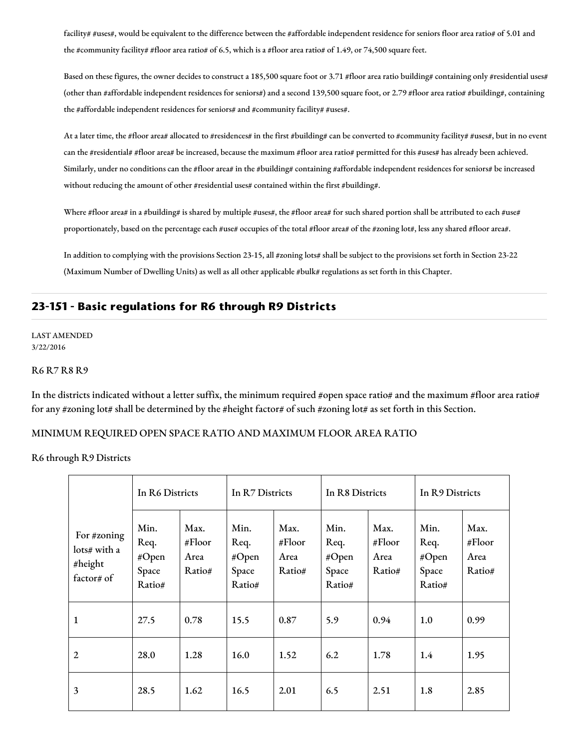facility# #uses#, would be equivalent to the difference between the #affordable independent residence for seniors floor area ratio# of 5.01 and the #community facility# #floor area ratio# of 6.5, which is a #floor area ratio# of 1.49, or 74,500 square feet.

Based on these figures, the owner decides to construct a 185,500 square foot or 3.71 #floor area ratio building# containing only #residential uses# (other than #affordable independent residences for seniors#) and a second 139,500 square foot, or 2.79 #floor area ratio# #building#, containing the #affordable independent residences for seniors# and #community facility# #uses#.

At a later time, the #floor area# allocated to #residences# in the first #building# can be converted to #community facility# #uses#, but in no event can the #residential# #floor area# be increased, because the maximum #floor area ratio# permitted for this #uses# has already been achieved. Similarly, under no conditions can the #floor area# in the #building# containing #affordable independent residences for seniors# be increased without reducing the amount of other #residential uses# contained within the first #building#.

Where #floor area# in a #building# is shared by multiple #uses#, the #floor area# for such shared portion shall be attributed to each #use# proportionately, based on the percentage each #use# occupies of the total #floor area# of the #zoning lot#, less any shared #floor area#.

In addition to complying with the provisions Section 23-15, all #zoning lots# shall be subject to the provisions set forth in Section 23-22 (Maximum Number of Dwelling Units) as well as all other applicable #bulk# regulations as set forth in this Chapter.

## 23-151 - Basic regulations for R6 through R9 Districts

LAST AMENDED
3/22/2016

R6 R7 R8 R9

In the districts indicated without a letter suffix, the minimum required #open space ratio# and the maximum #floor area ratio# for any #zoning lot# shall be determined by the #height factor# of such #zoning lot# as set forth in this Section.

MINIMUM REQUIRED OPEN SPACE RATIO AND MAXIMUM FLOOR AREA RATIO

R6 through R9 Districts

| For #zoning lots# with a #height factor# of | In R6 Districts | | In R7 Districts | | In R8 Districts | | In R9 Districts | |
|---|---|---|---|---|---|---|---|---|
| | Min. Req. #Open Space Ratio# | Max. #Floor Area Ratio# | Min. Req. #Open Space Ratio# | Max. #Floor Area Ratio# | Min. Req. #Open Space Ratio# | Max. #Floor Area Ratio# | Min. Req. #Open Space Ratio# | Max. #Floor Area Ratio# |
| 1 | 27.5 | 0.78 | 15.5 | 0.87 | 5.9 | 0.94 | 1.0 | 0.99 |
| 2 | 28.0 | 1.28 | 16.0 | 1.52 | 6.2 | 1.78 | 1.4 | 1.95 |
| 3 | 28.5 | 1.62 | 16.5 | 2.01 | 6.5 | 2.51 | 1.8 | 2.85 |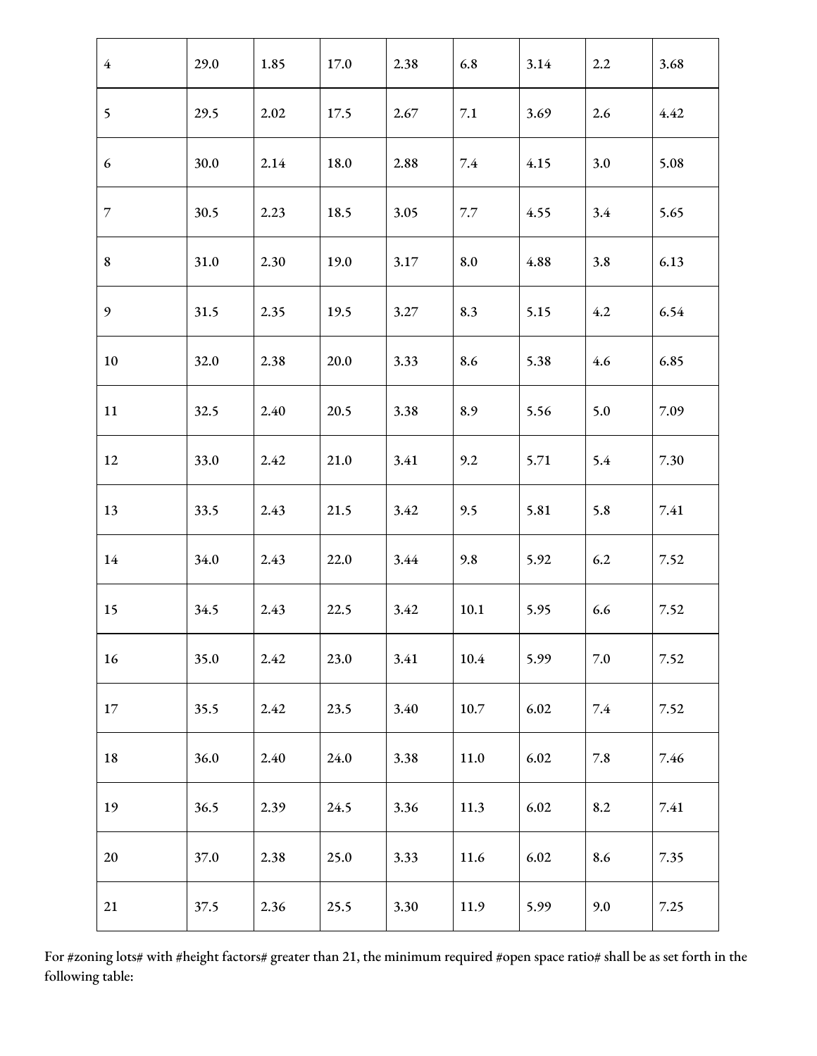| 4 | 29.0 | 1.85 | 17.0 | 2.38 | 6.8 | 3.14 | 2.2 | 3.68 |
|---|---|---|---|---|---|---|---|---|
| 5 | 29.5 | 2.02 | 17.5 | 2.67 | 7.1 | 3.69 | 2.6 | 4.42 |
| 6 | 30.0 | 2.14 | 18.0 | 2.88 | 7.4 | 4.15 | 3.0 | 5.08 |
| 7 | 30.5 | 2.23 | 18.5 | 3.05 | 7.7 | 4.55 | 3.4 | 5.65 |
| 8 | 31.0 | 2.30 | 19.0 | 3.17 | 8.0 | 4.88 | 3.8 | 6.13 |
| 9 | 31.5 | 2.35 | 19.5 | 3.27 | 8.3 | 5.15 | 4.2 | 6.54 |
| 10 | 32.0 | 2.38 | 20.0 | 3.33 | 8.6 | 5.38 | 4.6 | 6.85 |
| 11 | 32.5 | 2.40 | 20.5 | 3.38 | 8.9 | 5.56 | 5.0 | 7.09 |
| 12 | 33.0 | 2.42 | 21.0 | 3.41 | 9.2 | 5.71 | 5.4 | 7.30 |
| 13 | 33.5 | 2.43 | 21.5 | 3.42 | 9.5 | 5.81 | 5.8 | 7.41 |
| 14 | 34.0 | 2.43 | 22.0 | 3.44 | 9.8 | 5.92 | 6.2 | 7.52 |
| 15 | 34.5 | 2.43 | 22.5 | 3.42 | 10.1 | 5.95 | 6.6 | 7.52 |
| 16 | 35.0 | 2.42 | 23.0 | 3.41 | 10.4 | 5.99 | 7.0 | 7.52 |
| 17 | 35.5 | 2.42 | 23.5 | 3.40 | 10.7 | 6.02 | 7.4 | 7.52 |
| 18 | 36.0 | 2.40 | 24.0 | 3.38 | 11.0 | 6.02 | 7.8 | 7.46 |
| 19 | 36.5 | 2.39 | 24.5 | 3.36 | 11.3 | 6.02 | 8.2 | 7.41 |
| 20 | 37.0 | 2.38 | 25.0 | 3.33 | 11.6 | 6.02 | 8.6 | 7.35 |
| 21 | 37.5 | 2.36 | 25.5 | 3.30 | 11.9 | 5.99 | 9.0 | 7.25 |

For #zoning lots# with #height factors# greater than 21, the minimum required #open space ratio# shall be as set forth in the following table: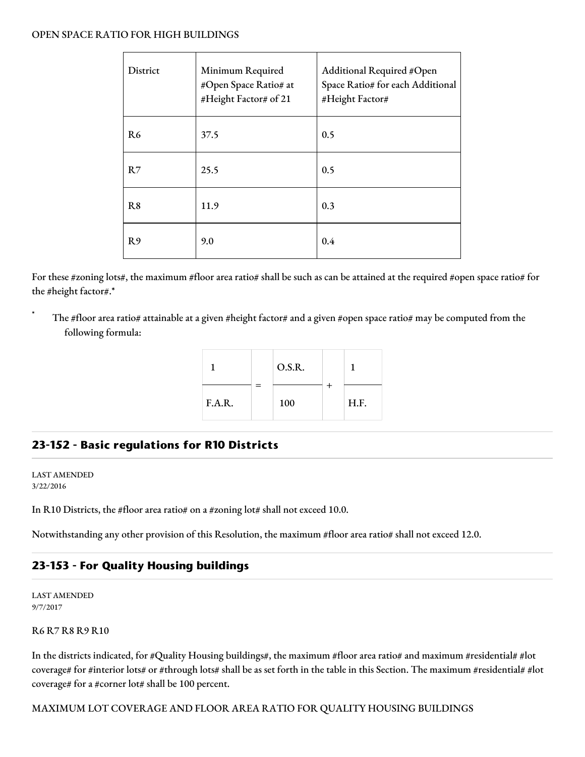OPEN SPACE RATIO FOR HIGH BUILDINGS

| District | Minimum Required #Open Space Ratio# at #Height Factor# of 21 | Additional Required #Open Space Ratio# for each Additional #Height Factor# |
|---|---|---|
| R6 | 37.5 | 0.5 |
| R7 | 25.5 | 0.5 |
| R8 | 11.9 | 0.3 |
| R9 | 9.0 | 0.4 |

For these #zoning lots#, the maximum #floor area ratio# shall be such as can be attained at the required #open space ratio# for the #height factor#.*

\* The #floor area ratio# attainable at a given #height factor# and a given #open space ratio# may be computed from the following formula:

$$\frac{1}{\text{F.A.R.}} = \frac{\text{O.S.R.}}{100} + \frac{1}{\text{H.F.}}$$

## 23-152 - Basic regulations for R10 Districts

LAST AMENDED
3/22/2016

In R10 Districts, the #floor area ratio# on a #zoning lot# shall not exceed 10.0.

Notwithstanding any other provision of this Resolution, the maximum #floor area ratio# shall not exceed 12.0.

## 23-153 - For Quality Housing buildings

LAST AMENDED
9/7/2017

R6 R7 R8 R9 R10

In the districts indicated, for #Quality Housing buildings#, the maximum #floor area ratio# and maximum #residential# #lot coverage# for #interior lots# or #through lots# shall be as set forth in the table in this Section. The maximum #residential# #lot coverage# for a #corner lot# shall be 100 percent.

MAXIMUM LOT COVERAGE AND FLOOR AREA RATIO FOR QUALITY HOUSING BUILDINGS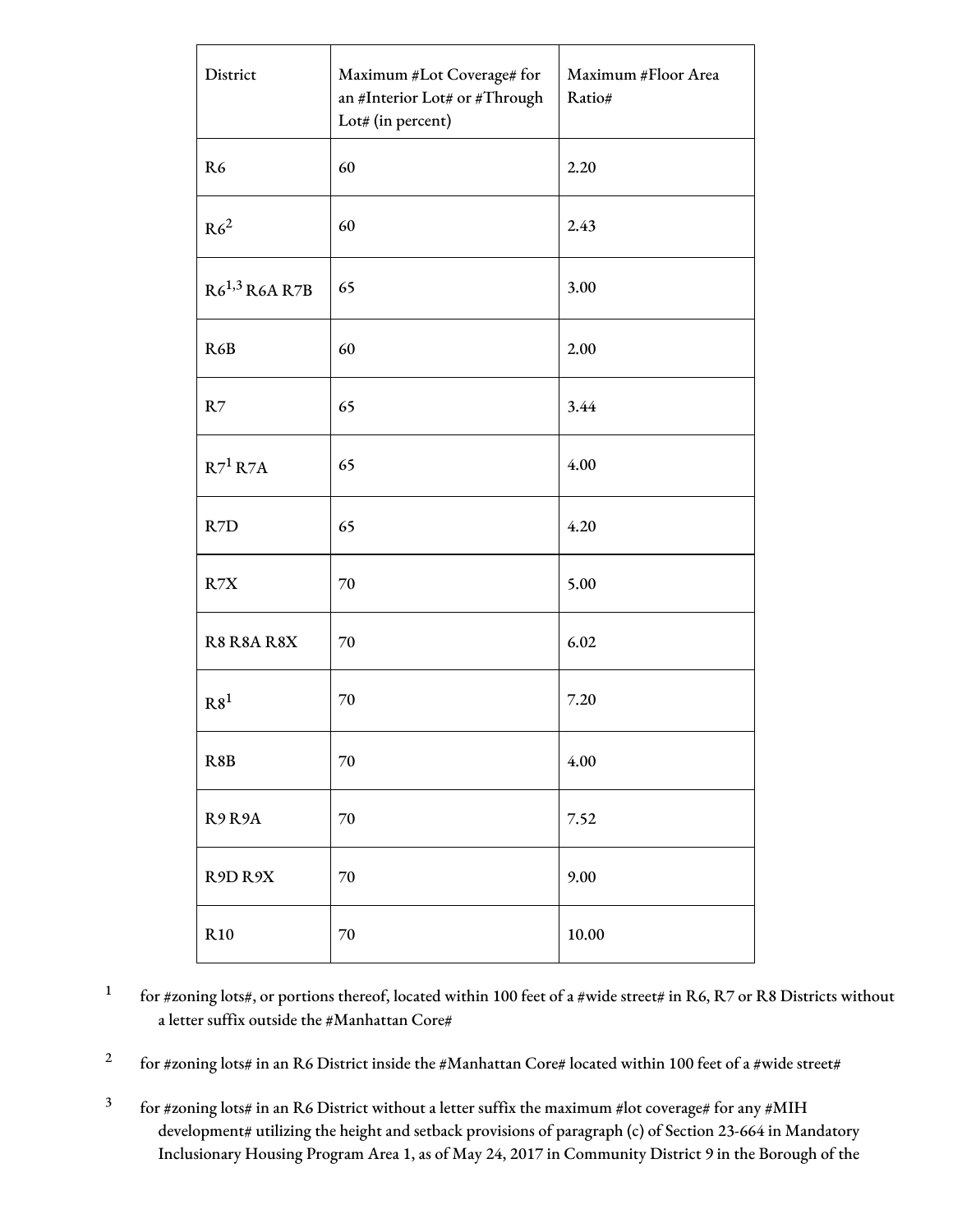| District | Maximum #Lot Coverage# for an #Interior Lot# or #Through Lot# (in percent) | Maximum #Floor Area Ratio# |
| --- | --- | --- |
| R6 | 60 | 2.20 |
| R6[2] | 60 | 2.43 |
| R6[1,3] R6A R7B | 65 | 3.00 |
| R6B | 60 | 2.00 |
| R7 | 65 | 3.44 |
| R7[1] R7A | 65 | 4.00 |
| R7D | 65 | 4.20 |
| R7X | 70 | 5.00 |
| R8 R8A R8X | 70 | 6.02 |
| R8[1] | 70 | 7.20 |
| R8B | 70 | 4.00 |
| R9 R9A | 70 | 7.52 |
| R9D R9X | 70 | 9.00 |
| R10 | 70 | 10.00 |

1 for #zoning lots#, or portions thereof, located within 100 feet of a #wide street# in R6, R7 or R8 Districts without a letter suffix outside the #Manhattan Core#

2 for #zoning lots# in an R6 District inside the #Manhattan Core# located within 100 feet of a #wide street#

3 for #zoning lots# in an R6 District without a letter suffix the maximum #lot coverage# for any #MIH development# utilizing the height and setback provisions of paragraph (c) of Section 23-664 in Mandatory Inclusionary Housing Program Area 1, as of May 24, 2017 in Community District 9 in the Borough of the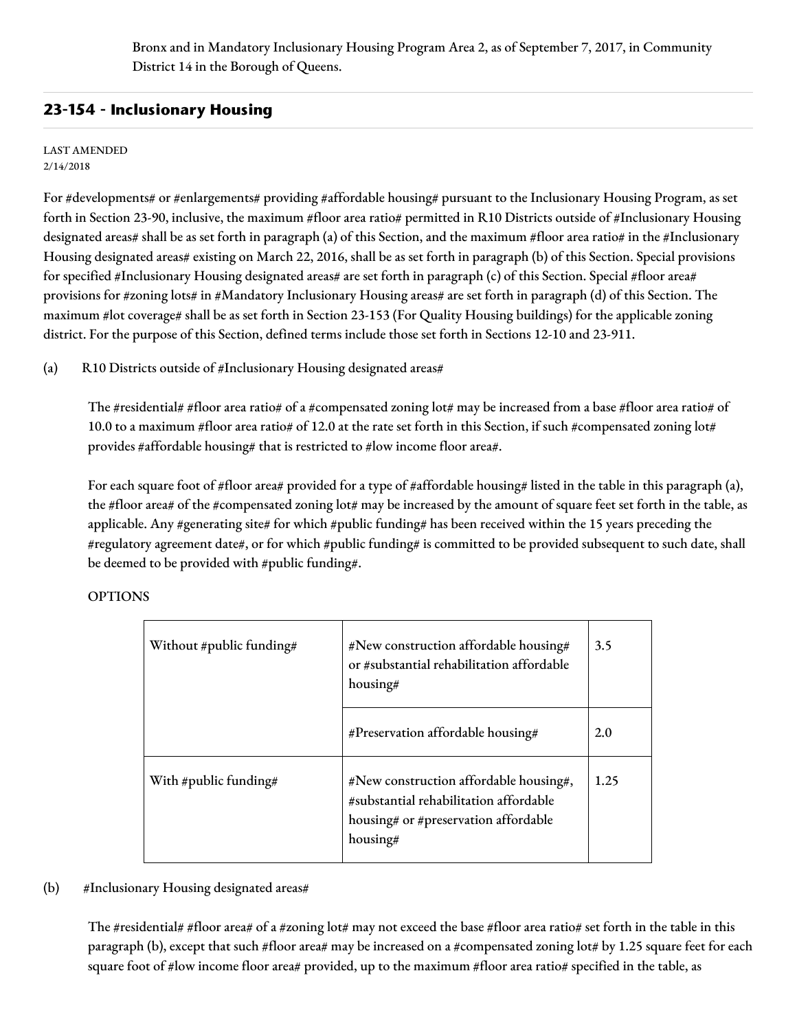Bronx and in Mandatory Inclusionary Housing Program Area 2, as of September 7, 2017, in Community District 14 in the Borough of Queens.

## 23-154 - Inclusionary Housing

LAST AMENDED
2/14/2018

For #developments# or #enlargements# providing #affordable housing# pursuant to the Inclusionary Housing Program, as set forth in Section 23-90, inclusive, the maximum #floor area ratio# permitted in R10 Districts outside of #Inclusionary Housing designated areas# shall be as set forth in paragraph (a) of this Section, and the maximum #floor area ratio# in the #Inclusionary Housing designated areas# existing on March 22, 2016, shall be as set forth in paragraph (b) of this Section. Special provisions for specified #Inclusionary Housing designated areas# are set forth in paragraph (c) of this Section. Special #floor area# provisions for #zoning lots# in #Mandatory Inclusionary Housing areas# are set forth in paragraph (d) of this Section. The maximum #lot coverage# shall be as set forth in Section 23-153 (For Quality Housing buildings) for the applicable zoning district. For the purpose of this Section, defined terms include those set forth in Sections 12-10 and 23-911.

(a) R10 Districts outside of #Inclusionary Housing designated areas#

The #residential# #floor area ratio# of a #compensated zoning lot# may be increased from a base #floor area ratio# of 10.0 to a maximum #floor area ratio# of 12.0 at the rate set forth in this Section, if such #compensated zoning lot# provides #affordable housing# that is restricted to #low income floor area#.

For each square foot of #floor area# provided for a type of #affordable housing# listed in the table in this paragraph (a), the #floor area# of the #compensated zoning lot# may be increased by the amount of square feet set forth in the table, as applicable. Any #generating site# for which #public funding# has been received within the 15 years preceding the #regulatory agreement date#, or for which #public funding# is committed to be provided subsequent to such date, shall be deemed to be provided with #public funding#.

OPTIONS

| | | |
|---|---|---|
| Without #public funding# | #New construction affordable housing# or #substantial rehabilitation affordable housing# | 3.5 |
| | #Preservation affordable housing# | 2.0 |
| With #public funding# | #New construction affordable housing#, #substantial rehabilitation affordable housing# or #preservation affordable housing# | 1.25 |

(b) #Inclusionary Housing designated areas#

The #residential# #floor area# of a #zoning lot# may not exceed the base #floor area ratio# set forth in the table in this paragraph (b), except that such #floor area# may be increased on a #compensated zoning lot# by 1.25 square feet for each square foot of #low income floor area# provided, up to the maximum #floor area ratio# specified in the table, as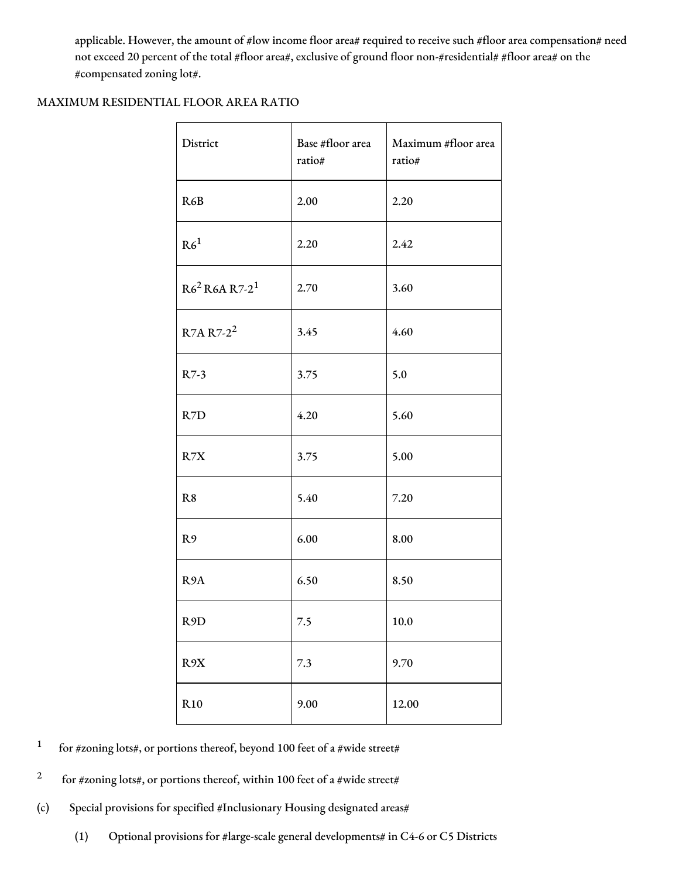applicable. However, the amount of #low income floor area# required to receive such #floor area compensation# need not exceed 20 percent of the total #floor area#, exclusive of ground floor non-#residential# #floor area# on the #compensated zoning lot#.

MAXIMUM RESIDENTIAL FLOOR AREA RATIO

| District | Base #floor area ratio# | Maximum #floor area ratio# |
|---|---|---|
| R6B | 2.00 | 2.20 |
| R6[1] | 2.20 | 2.42 |
| R6[2] R6A R7-2[1] | 2.70 | 3.60 |
| R7A R7-2[2] | 3.45 | 4.60 |
| R7-3 | 3.75 | 5.0 |
| R7D | 4.20 | 5.60 |
| R7X | 3.75 | 5.00 |
| R8 | 5.40 | 7.20 |
| R9 | 6.00 | 8.00 |
| R9A | 6.50 | 8.50 |
| R9D | 7.5 | 10.0 |
| R9X | 7.3 | 9.70 |
| R10 | 9.00 | 12.00 |

[1] for #zoning lots#, or portions thereof, beyond 100 feet of a #wide street#

[2] for #zoning lots#, or portions thereof, within 100 feet of a #wide street#

(c) Special provisions for specified #Inclusionary Housing designated areas#

(1) Optional provisions for #large-scale general developments# in C4-6 or C5 Districts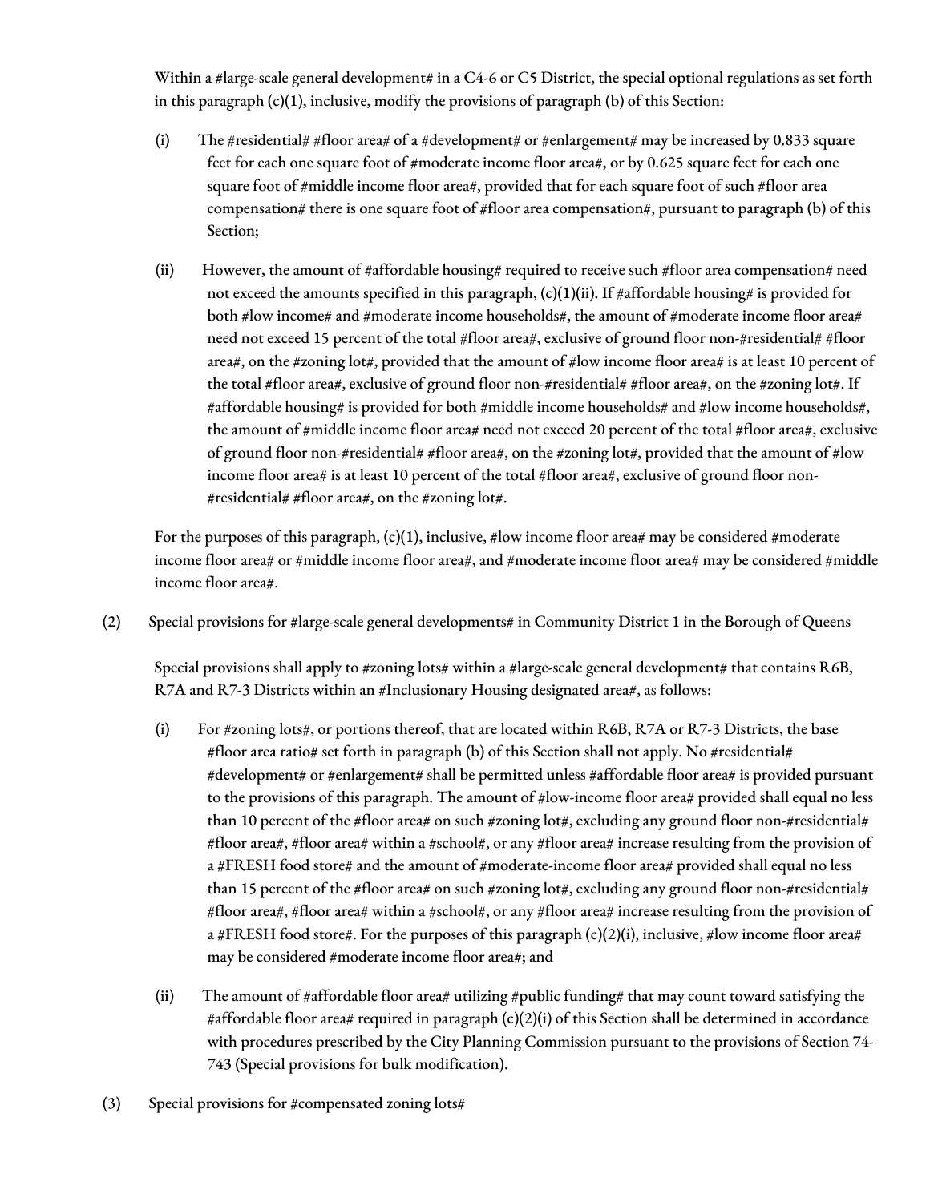Within a #large-scale general development# in a C4-6 or C5 District, the special optional regulations as set forth in this paragraph (c)(1), inclusive, modify the provisions of paragraph (b) of this Section:

(i) The #residential# #floor area# of a #development# or #enlargement# may be increased by 0.833 square feet for each one square foot of #moderate income floor area#, or by 0.625 square feet for each one square foot of #middle income floor area#, provided that for each square foot of such #floor area compensation# there is one square foot of #floor area compensation#, pursuant to paragraph (b) of this Section;

(ii) However, the amount of #affordable housing# required to receive such #floor area compensation# need not exceed the amounts specified in this paragraph, (c)(1)(ii). If #affordable housing# is provided for both #low income# and #moderate income households#, the amount of #moderate income floor area# need not exceed 15 percent of the total #floor area#, exclusive of ground floor non-#residential# #floor area#, on the #zoning lot#, provided that the amount of #low income floor area# is at least 10 percent of the total #floor area#, exclusive of ground floor non-#residential# #floor area#, on the #zoning lot#. If #affordable housing# is provided for both #middle income households# and #low income households#, the amount of #middle income floor area# need not exceed 20 percent of the total #floor area#, exclusive of ground floor non-#residential# #floor area#, on the #zoning lot#, provided that the amount of #low income floor area# is at least 10 percent of the total #floor area#, exclusive of ground floor non-#residential# #floor area#, on the #zoning lot#.

For the purposes of this paragraph, (c)(1), inclusive, #low income floor area# may be considered #moderate income floor area# or #middle income floor area#, and #moderate income floor area# may be considered #middle income floor area#.

(2) Special provisions for #large-scale general developments# in Community District 1 in the Borough of Queens

Special provisions shall apply to #zoning lots# within a #large-scale general development# that contains R6B, R7A and R7-3 Districts within an #Inclusionary Housing designated area#, as follows:

(i) For #zoning lots#, or portions thereof, that are located within R6B, R7A or R7-3 Districts, the base #floor area ratio# set forth in paragraph (b) of this Section shall not apply. No #residential# #development# or #enlargement# shall be permitted unless #affordable floor area# is provided pursuant to the provisions of this paragraph. The amount of #low-income floor area# provided shall equal no less than 10 percent of the #floor area# on such #zoning lot#, excluding any ground floor non-#residential# #floor area#, #floor area# within a #school#, or any #floor area# increase resulting from the provision of a #FRESH food store# and the amount of #moderate-income floor area# provided shall equal no less than 15 percent of the #floor area# on such #zoning lot#, excluding any ground floor non-#residential# #floor area#, #floor area# within a #school#, or any #floor area# increase resulting from the provision of a #FRESH food store#. For the purposes of this paragraph (c)(2)(i), inclusive, #low income floor area# may be considered #moderate income floor area#; and

(ii) The amount of #affordable floor area# utilizing #public funding# that may count toward satisfying the #affordable floor area# required in paragraph (c)(2)(i) of this Section shall be determined in accordance with procedures prescribed by the City Planning Commission pursuant to the provisions of Section 74-743 (Special provisions for bulk modification).

(3) Special provisions for #compensated zoning lots#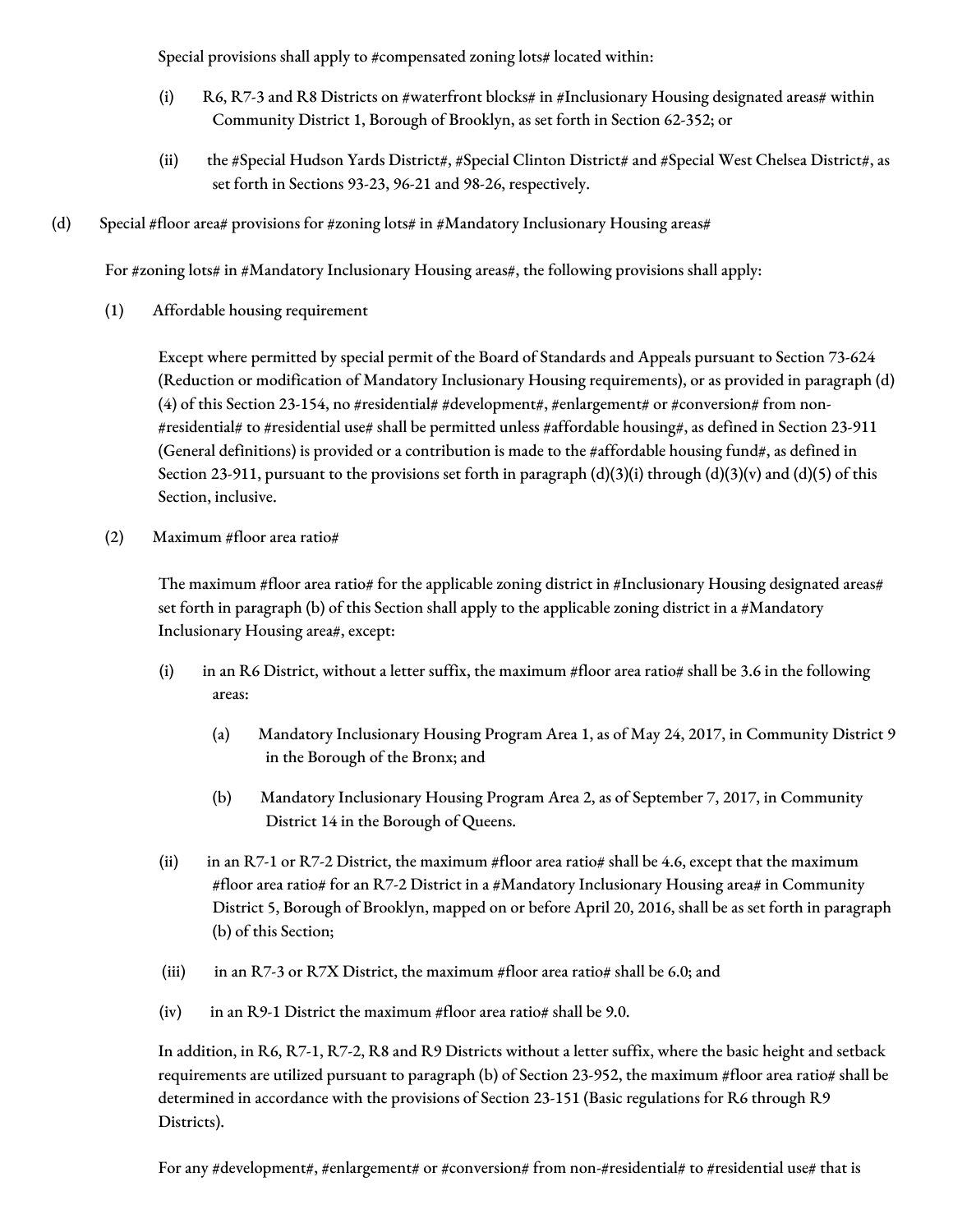Special provisions shall apply to #compensated zoning lots# located within:

(i) R6, R7-3 and R8 Districts on #waterfront blocks# in #Inclusionary Housing designated areas# within Community District 1, Borough of Brooklyn, as set forth in Section 62-352; or

(ii) the #Special Hudson Yards District#, #Special Clinton District# and #Special West Chelsea District#, as set forth in Sections 93-23, 96-21 and 98-26, respectively.

(d) Special #floor area# provisions for #zoning lots# in #Mandatory Inclusionary Housing areas#

For #zoning lots# in #Mandatory Inclusionary Housing areas#, the following provisions shall apply:

(1) Affordable housing requirement

Except where permitted by special permit of the Board of Standards and Appeals pursuant to Section 73-624 (Reduction or modification of Mandatory Inclusionary Housing requirements), or as provided in paragraph (d)(4) of this Section 23-154, no #residential# #development#, #enlargement# or #conversion# from non-#residential# to #residential use# shall be permitted unless #affordable housing#, as defined in Section 23-911 (General definitions) is provided or a contribution is made to the #affordable housing fund#, as defined in Section 23-911, pursuant to the provisions set forth in paragraph (d)(3)(i) through (d)(3)(v) and (d)(5) of this Section, inclusive.

(2) Maximum #floor area ratio#

The maximum #floor area ratio# for the applicable zoning district in #Inclusionary Housing designated areas# set forth in paragraph (b) of this Section shall apply to the applicable zoning district in a #Mandatory Inclusionary Housing area#, except:

(i) in an R6 District, without a letter suffix, the maximum #floor area ratio# shall be 3.6 in the following areas:

(a) Mandatory Inclusionary Housing Program Area 1, as of May 24, 2017, in Community District 9 in the Borough of the Bronx; and

(b) Mandatory Inclusionary Housing Program Area 2, as of September 7, 2017, in Community District 14 in the Borough of Queens.

(ii) in an R7-1 or R7-2 District, the maximum #floor area ratio# shall be 4.6, except that the maximum #floor area ratio# for an R7-2 District in a #Mandatory Inclusionary Housing area# in Community District 5, Borough of Brooklyn, mapped on or before April 20, 2016, shall be as set forth in paragraph (b) of this Section;

(iii) in an R7-3 or R7X District, the maximum #floor area ratio# shall be 6.0; and

(iv) in an R9-1 District the maximum #floor area ratio# shall be 9.0.

In addition, in R6, R7-1, R7-2, R8 and R9 Districts without a letter suffix, where the basic height and setback requirements are utilized pursuant to paragraph (b) of Section 23-952, the maximum #floor area ratio# shall be determined in accordance with the provisions of Section 23-151 (Basic regulations for R6 through R9 Districts).

For any #development#, #enlargement# or #conversion# from non-#residential# to #residential use# that is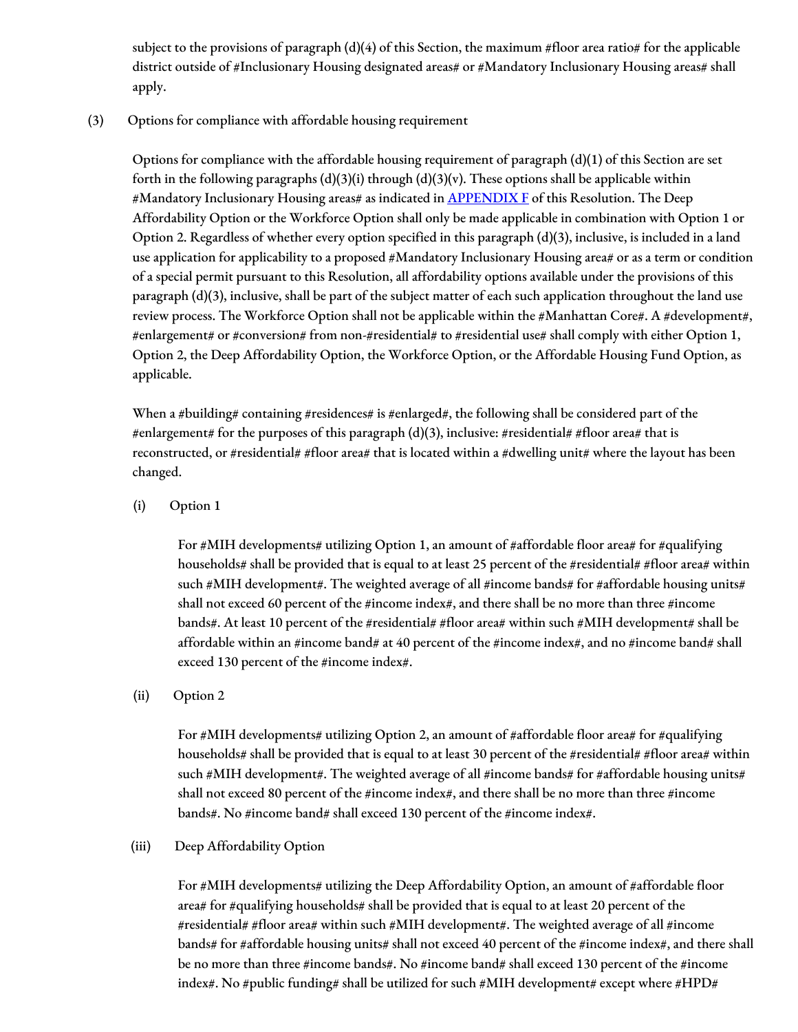subject to the provisions of paragraph (d)(4) of this Section, the maximum #floor area ratio# for the applicable district outside of #Inclusionary Housing designated areas# or #Mandatory Inclusionary Housing areas# shall apply.

(3) Options for compliance with affordable housing requirement

Options for compliance with the affordable housing requirement of paragraph (d)(1) of this Section are set forth in the following paragraphs (d)(3)(i) through (d)(3)(v). These options shall be applicable within #Mandatory Inclusionary Housing areas# as indicated in APPENDIX F of this Resolution. The Deep Affordability Option or the Workforce Option shall only be made applicable in combination with Option 1 or Option 2. Regardless of whether every option specified in this paragraph (d)(3), inclusive, is included in a land use application for applicability to a proposed #Mandatory Inclusionary Housing area# or as a term or condition of a special permit pursuant to this Resolution, all affordability options available under the provisions of this paragraph (d)(3), inclusive, shall be part of the subject matter of each such application throughout the land use review process. The Workforce Option shall not be applicable within the #Manhattan Core#. A #development#, #enlargement# or #conversion# from non-#residential# to #residential use# shall comply with either Option 1, Option 2, the Deep Affordability Option, the Workforce Option, or the Affordable Housing Fund Option, as applicable.

When a #building# containing #residences# is #enlarged#, the following shall be considered part of the #enlargement# for the purposes of this paragraph (d)(3), inclusive: #residential# #floor area# that is reconstructed, or #residential# #floor area# that is located within a #dwelling unit# where the layout has been changed.

(i) Option 1

For #MIH developments# utilizing Option 1, an amount of #affordable floor area# for #qualifying households# shall be provided that is equal to at least 25 percent of the #residential# #floor area# within such #MIH development#. The weighted average of all #income bands# for #affordable housing units# shall not exceed 60 percent of the #income index#, and there shall be no more than three #income bands#. At least 10 percent of the #residential# #floor area# within such #MIH development# shall be affordable within an #income band# at 40 percent of the #income index#, and no #income band# shall exceed 130 percent of the #income index#.

(ii) Option 2

For #MIH developments# utilizing Option 2, an amount of #affordable floor area# for #qualifying households# shall be provided that is equal to at least 30 percent of the #residential# #floor area# within such #MIH development#. The weighted average of all #income bands# for #affordable housing units# shall not exceed 80 percent of the #income index#, and there shall be no more than three #income bands#. No #income band# shall exceed 130 percent of the #income index#.

(iii) Deep Affordability Option

For #MIH developments# utilizing the Deep Affordability Option, an amount of #affordable floor area# for #qualifying households# shall be provided that is equal to at least 20 percent of the #residential# #floor area# within such #MIH development#. The weighted average of all #income bands# for #affordable housing units# shall not exceed 40 percent of the #income index#, and there shall be no more than three #income bands#. No #income band# shall exceed 130 percent of the #income index#. No #public funding# shall be utilized for such #MIH development# except where #HPD#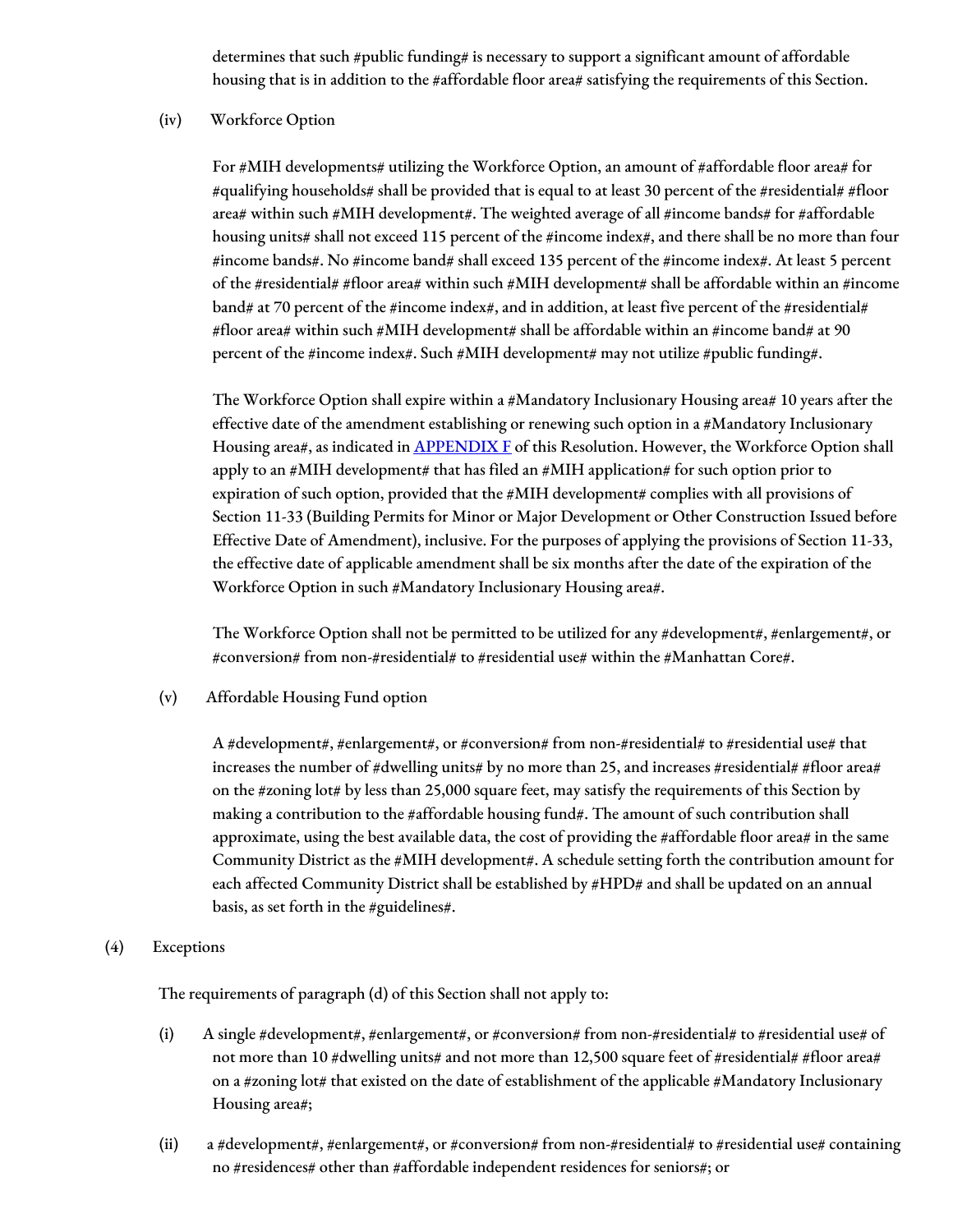determines that such #public funding# is necessary to support a significant amount of affordable housing that is in addition to the #affordable floor area# satisfying the requirements of this Section.

(iv) Workforce Option

For #MIH developments# utilizing the Workforce Option, an amount of #affordable floor area# for #qualifying households# shall be provided that is equal to at least 30 percent of the #residential# #floor area# within such #MIH development#. The weighted average of all #income bands# for #affordable housing units# shall not exceed 115 percent of the #income index#, and there shall be no more than four #income bands#. No #income band# shall exceed 135 percent of the #income index#. At least 5 percent of the #residential# #floor area# within such #MIH development# shall be affordable within an #income band# at 70 percent of the #income index#, and in addition, at least five percent of the #residential# #floor area# within such #MIH development# shall be affordable within an #income band# at 90 percent of the #income index#. Such #MIH development# may not utilize #public funding#.

The Workforce Option shall expire within a #Mandatory Inclusionary Housing area# 10 years after the effective date of the amendment establishing or renewing such option in a #Mandatory Inclusionary Housing area#, as indicated in [APPENDIX F] of this Resolution. However, the Workforce Option shall apply to an #MIH development# that has filed an #MIH application# for such option prior to expiration of such option, provided that the #MIH development# complies with all provisions of Section 11-33 (Building Permits for Minor or Major Development or Other Construction Issued before Effective Date of Amendment), inclusive. For the purposes of applying the provisions of Section 11-33, the effective date of applicable amendment shall be six months after the date of the expiration of the Workforce Option in such #Mandatory Inclusionary Housing area#.

The Workforce Option shall not be permitted to be utilized for any #development#, #enlargement#, or #conversion# from non-#residential# to #residential use# within the #Manhattan Core#.

(v) Affordable Housing Fund option

A #development#, #enlargement#, or #conversion# from non-#residential# to #residential use# that increases the number of #dwelling units# by no more than 25, and increases #residential# #floor area# on the #zoning lot# by less than 25,000 square feet, may satisfy the requirements of this Section by making a contribution to the #affordable housing fund#. The amount of such contribution shall approximate, using the best available data, the cost of providing the #affordable floor area# in the same Community District as the #MIH development#. A schedule setting forth the contribution amount for each affected Community District shall be established by #HPD# and shall be updated on an annual basis, as set forth in the #guidelines#.

(4) Exceptions

The requirements of paragraph (d) of this Section shall not apply to:

(i) A single #development#, #enlargement#, or #conversion# from non-#residential# to #residential use# of not more than 10 #dwelling units# and not more than 12,500 square feet of #residential# #floor area# on a #zoning lot# that existed on the date of establishment of the applicable #Mandatory Inclusionary Housing area#;

(ii) a #development#, #enlargement#, or #conversion# from non-#residential# to #residential use# containing no #residences# other than #affordable independent residences for seniors#; or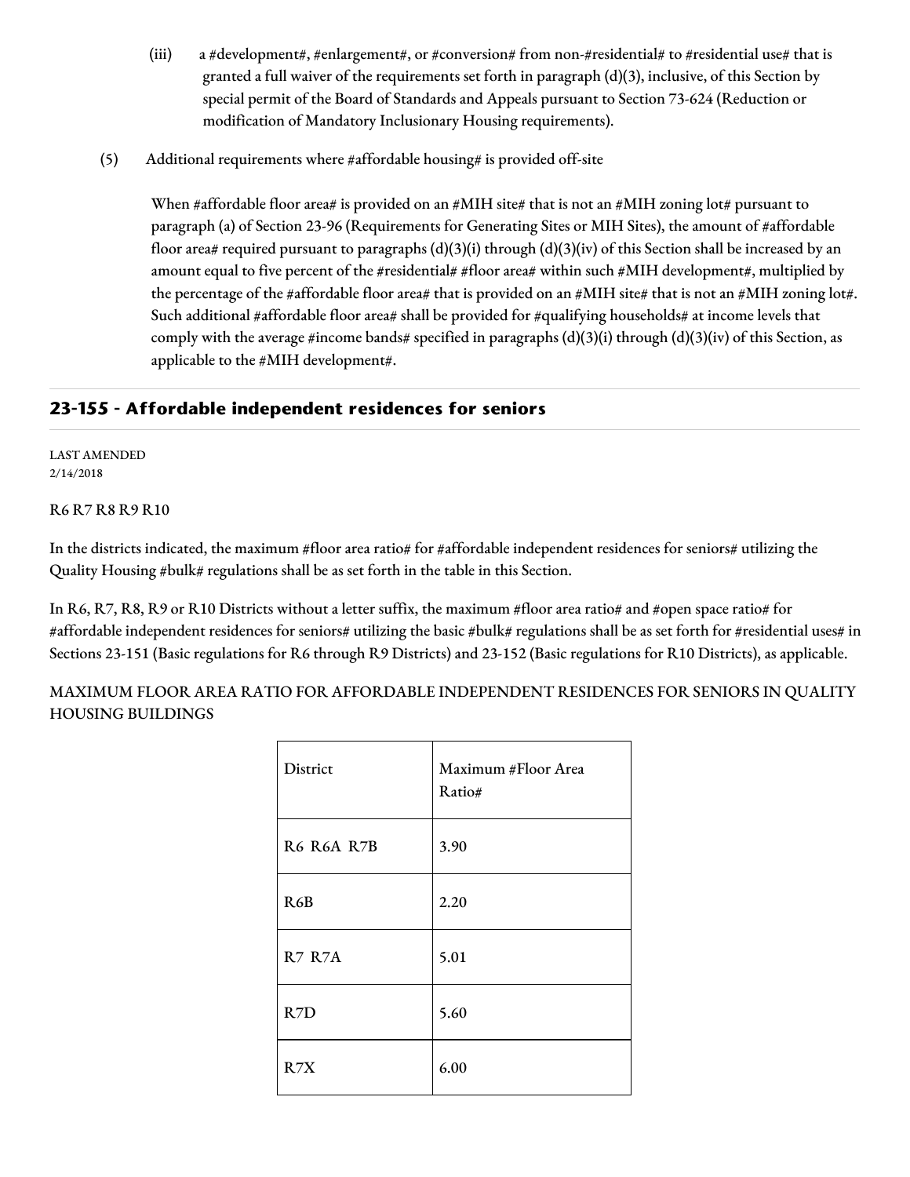(iii) a #development#, #enlargement#, or #conversion# from non-#residential# to #residential use# that is granted a full waiver of the requirements set forth in paragraph (d)(3), inclusive, of this Section by special permit of the Board of Standards and Appeals pursuant to Section 73-624 (Reduction or modification of Mandatory Inclusionary Housing requirements).

(5) Additional requirements where #affordable housing# is provided off-site

When #affordable floor area# is provided on an #MIH site# that is not an #MIH zoning lot# pursuant to paragraph (a) of Section 23-96 (Requirements for Generating Sites or MIH Sites), the amount of #affordable floor area# required pursuant to paragraphs (d)(3)(i) through (d)(3)(iv) of this Section shall be increased by an amount equal to five percent of the #residential# #floor area# within such #MIH development#, multiplied by the percentage of the #affordable floor area# that is provided on an #MIH site# that is not an #MIH zoning lot#. Such additional #affordable floor area# shall be provided for #qualifying households# at income levels that comply with the average #income bands# specified in paragraphs (d)(3)(i) through (d)(3)(iv) of this Section, as applicable to the #MIH development#.

## 23-155 - Affordable independent residences for seniors

LAST AMENDED
2/14/2018

R6 R7 R8 R9 R10

In the districts indicated, the maximum #floor area ratio# for #affordable independent residences for seniors# utilizing the Quality Housing #bulk# regulations shall be as set forth in the table in this Section.

In R6, R7, R8, R9 or R10 Districts without a letter suffix, the maximum #floor area ratio# and #open space ratio# for #affordable independent residences for seniors# utilizing the basic #bulk# regulations shall be as set forth for #residential uses# in Sections 23-151 (Basic regulations for R6 through R9 Districts) and 23-152 (Basic regulations for R10 Districts), as applicable.

MAXIMUM FLOOR AREA RATIO FOR AFFORDABLE INDEPENDENT RESIDENCES FOR SENIORS IN QUALITY HOUSING BUILDINGS

| District | Maximum #Floor Area Ratio# |
|---|---|
| R6 R6A R7B | 3.90 |
| R6B | 2.20 |
| R7 R7A | 5.01 |
| R7D | 5.60 |
| R7X | 6.00 |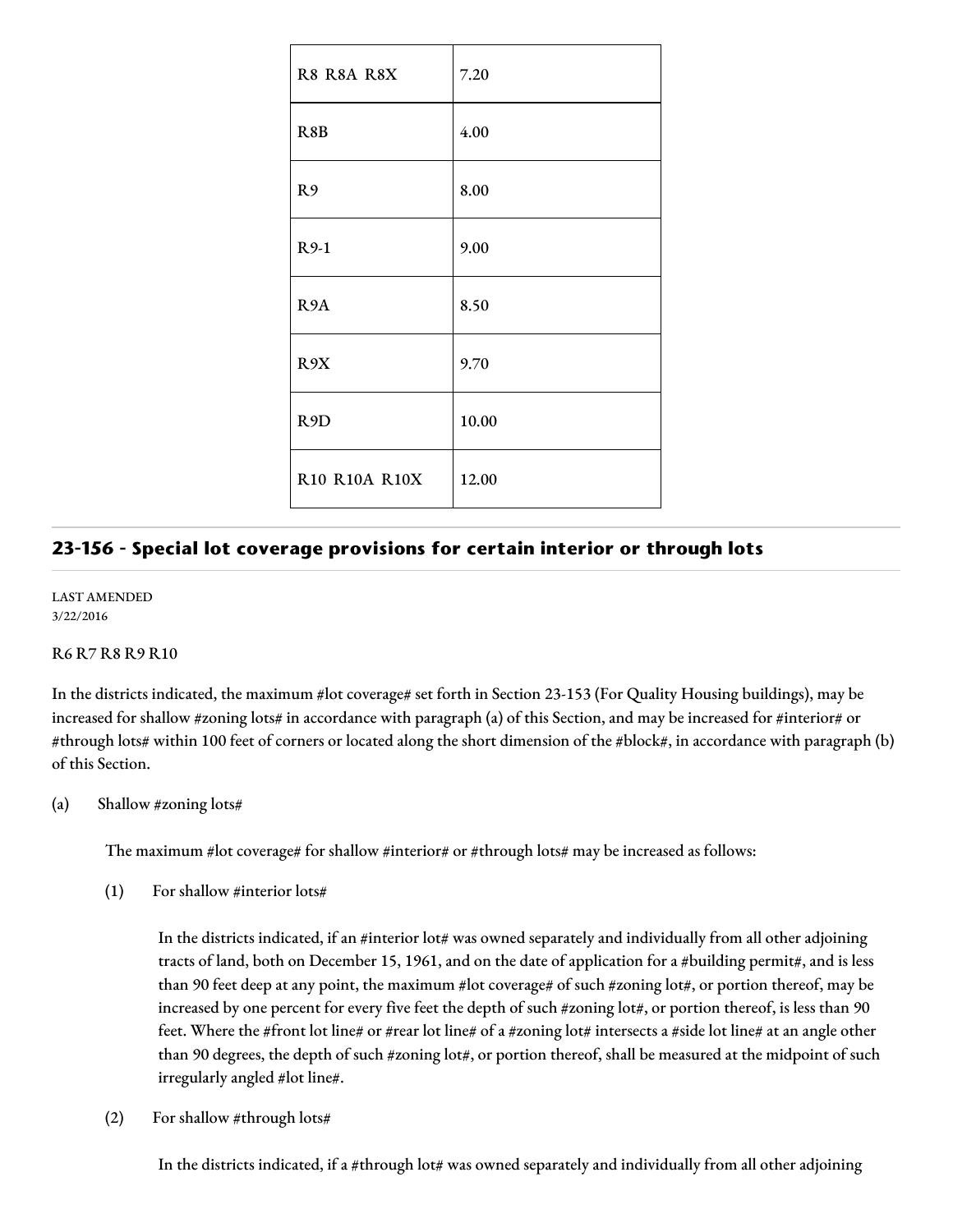| | |
|---|---|
| R8 R8A R8X | 7.20 |
| R8B | 4.00 |
| R9 | 8.00 |
| R9-1 | 9.00 |
| R9A | 8.50 |
| R9X | 9.70 |
| R9D | 10.00 |
| R10 R10A R10X | 12.00 |

## 23-156 - Special lot coverage provisions for certain interior or through lots

LAST AMENDED
3/22/2016

R6 R7 R8 R9 R10

In the districts indicated, the maximum #lot coverage# set forth in Section 23-153 (For Quality Housing buildings), may be increased for shallow #zoning lots# in accordance with paragraph (a) of this Section, and may be increased for #interior# or #through lots# within 100 feet of corners or located along the short dimension of the #block#, in accordance with paragraph (b) of this Section.

(a) Shallow #zoning lots#

The maximum #lot coverage# for shallow #interior# or #through lots# may be increased as follows:

(1) For shallow #interior lots#

In the districts indicated, if an #interior lot# was owned separately and individually from all other adjoining tracts of land, both on December 15, 1961, and on the date of application for a #building permit#, and is less than 90 feet deep at any point, the maximum #lot coverage# of such #zoning lot#, or portion thereof, may be increased by one percent for every five feet the depth of such #zoning lot#, or portion thereof, is less than 90 feet. Where the #front lot line# or #rear lot line# of a #zoning lot# intersects a #side lot line# at an angle other than 90 degrees, the depth of such #zoning lot#, or portion thereof, shall be measured at the midpoint of such irregularly angled #lot line#.

(2) For shallow #through lots#

In the districts indicated, if a #through lot# was owned separately and individually from all other adjoining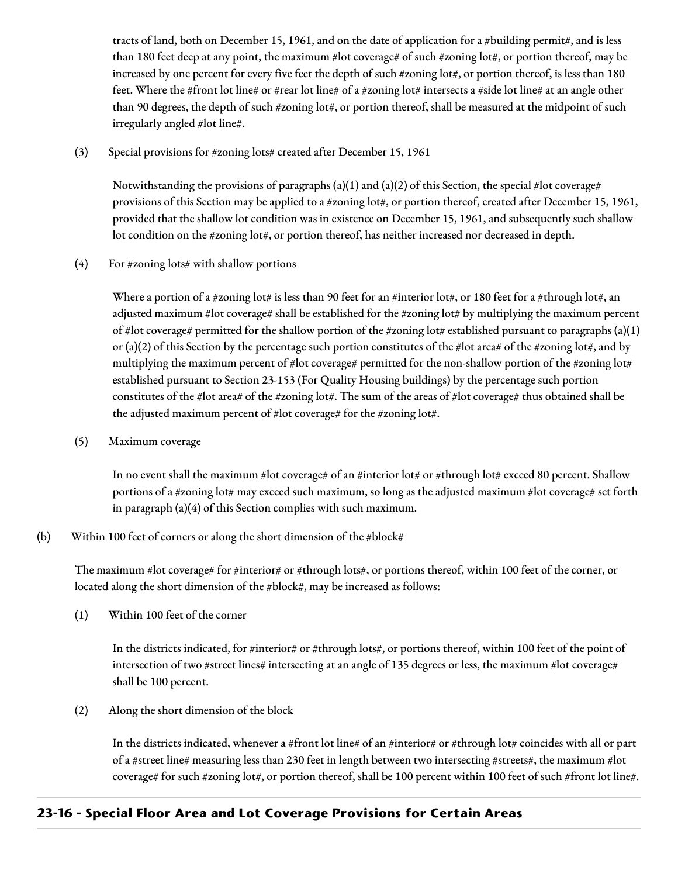tracts of land, both on December 15, 1961, and on the date of application for a #building permit#, and is less than 180 feet deep at any point, the maximum #lot coverage# of such #zoning lot#, or portion thereof, may be increased by one percent for every five feet the depth of such #zoning lot#, or portion thereof, is less than 180 feet. Where the #front lot line# or #rear lot line# of a #zoning lot# intersects a #side lot line# at an angle other than 90 degrees, the depth of such #zoning lot#, or portion thereof, shall be measured at the midpoint of such irregularly angled #lot line#.

(3) Special provisions for #zoning lots# created after December 15, 1961

Notwithstanding the provisions of paragraphs (a)(1) and (a)(2) of this Section, the special #lot coverage# provisions of this Section may be applied to a #zoning lot#, or portion thereof, created after December 15, 1961, provided that the shallow lot condition was in existence on December 15, 1961, and subsequently such shallow lot condition on the #zoning lot#, or portion thereof, has neither increased nor decreased in depth.

(4) For #zoning lots# with shallow portions

Where a portion of a #zoning lot# is less than 90 feet for an #interior lot#, or 180 feet for a #through lot#, an adjusted maximum #lot coverage# shall be established for the #zoning lot# by multiplying the maximum percent of #lot coverage# permitted for the shallow portion of the #zoning lot# established pursuant to paragraphs (a)(1) or (a)(2) of this Section by the percentage such portion constitutes of the #lot area# of the #zoning lot#, and by multiplying the maximum percent of #lot coverage# permitted for the non-shallow portion of the #zoning lot# established pursuant to Section 23-153 (For Quality Housing buildings) by the percentage such portion constitutes of the #lot area# of the #zoning lot#. The sum of the areas of #lot coverage# thus obtained shall be the adjusted maximum percent of #lot coverage# for the #zoning lot#.

(5) Maximum coverage

In no event shall the maximum #lot coverage# of an #interior lot# or #through lot# exceed 80 percent. Shallow portions of a #zoning lot# may exceed such maximum, so long as the adjusted maximum #lot coverage# set forth in paragraph (a)(4) of this Section complies with such maximum.

(b) Within 100 feet of corners or along the short dimension of the #block#

The maximum #lot coverage# for #interior# or #through lots#, or portions thereof, within 100 feet of the corner, or located along the short dimension of the #block#, may be increased as follows:

(1) Within 100 feet of the corner

In the districts indicated, for #interior# or #through lots#, or portions thereof, within 100 feet of the point of intersection of two #street lines# intersecting at an angle of 135 degrees or less, the maximum #lot coverage# shall be 100 percent.

(2) Along the short dimension of the block

In the districts indicated, whenever a #front lot line# of an #interior# or #through lot# coincides with all or part of a #street line# measuring less than 230 feet in length between two intersecting #streets#, the maximum #lot coverage# for such #zoning lot#, or portion thereof, shall be 100 percent within 100 feet of such #front lot line#.

## 23-16 - Special Floor Area and Lot Coverage Provisions for Certain Areas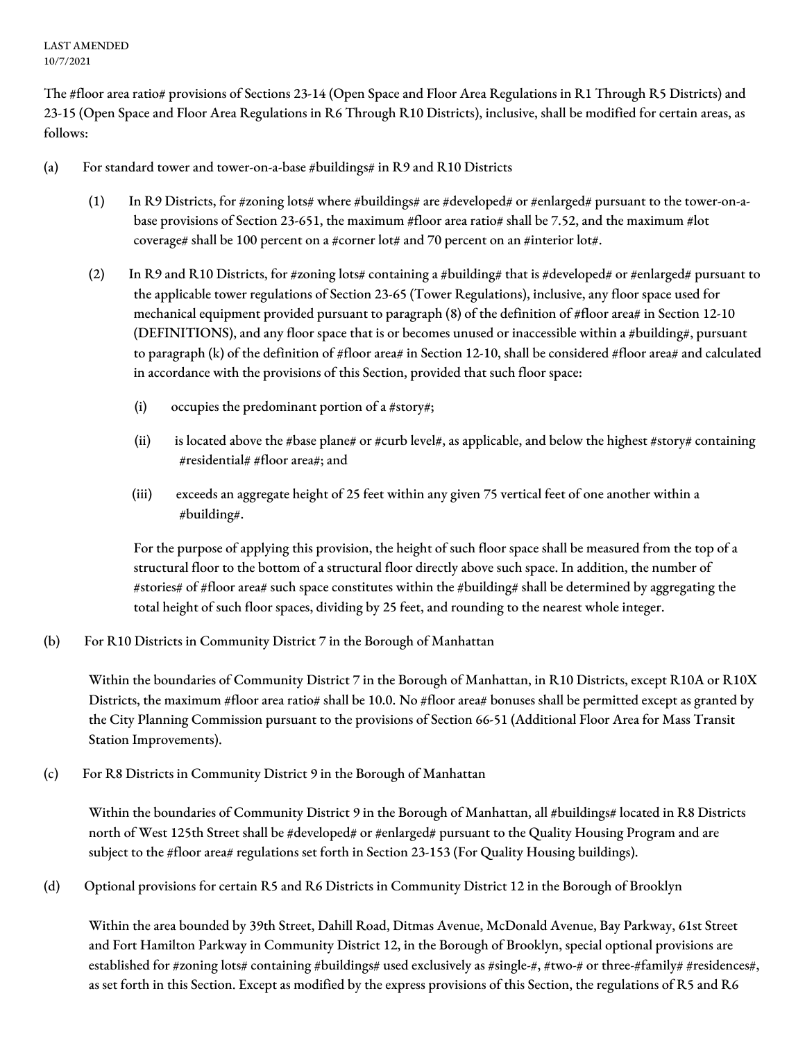LAST AMENDED
10/7/2021

The #floor area ratio# provisions of Sections 23-14 (Open Space and Floor Area Regulations in R1 Through R5 Districts) and 23-15 (Open Space and Floor Area Regulations in R6 Through R10 Districts), inclusive, shall be modified for certain areas, as follows:

(a) For standard tower and tower-on-a-base #buildings# in R9 and R10 Districts

(1) In R9 Districts, for #zoning lots# where #buildings# are #developed# or #enlarged# pursuant to the tower-on-a-base provisions of Section 23-651, the maximum #floor area ratio# shall be 7.52, and the maximum #lot coverage# shall be 100 percent on a #corner lot# and 70 percent on an #interior lot#.

(2) In R9 and R10 Districts, for #zoning lots# containing a #building# that is #developed# or #enlarged# pursuant to the applicable tower regulations of Section 23-65 (Tower Regulations), inclusive, any floor space used for mechanical equipment provided pursuant to paragraph (8) of the definition of #floor area# in Section 12-10 (DEFINITIONS), and any floor space that is or becomes unused or inaccessible within a #building#, pursuant to paragraph (k) of the definition of #floor area# in Section 12-10, shall be considered #floor area# and calculated in accordance with the provisions of this Section, provided that such floor space:

(i) occupies the predominant portion of a #story#;

(ii) is located above the #base plane# or #curb level#, as applicable, and below the highest #story# containing #residential# #floor area#; and

(iii) exceeds an aggregate height of 25 feet within any given 75 vertical feet of one another within a #building#.

For the purpose of applying this provision, the height of such floor space shall be measured from the top of a structural floor to the bottom of a structural floor directly above such space. In addition, the number of #stories# of #floor area# such space constitutes within the #building# shall be determined by aggregating the total height of such floor spaces, dividing by 25 feet, and rounding to the nearest whole integer.

(b) For R10 Districts in Community District 7 in the Borough of Manhattan

Within the boundaries of Community District 7 in the Borough of Manhattan, in R10 Districts, except R10A or R10X Districts, the maximum #floor area ratio# shall be 10.0. No #floor area# bonuses shall be permitted except as granted by the City Planning Commission pursuant to the provisions of Section 66-51 (Additional Floor Area for Mass Transit Station Improvements).

(c) For R8 Districts in Community District 9 in the Borough of Manhattan

Within the boundaries of Community District 9 in the Borough of Manhattan, all #buildings# located in R8 Districts north of West 125th Street shall be #developed# or #enlarged# pursuant to the Quality Housing Program and are subject to the #floor area# regulations set forth in Section 23-153 (For Quality Housing buildings).

(d) Optional provisions for certain R5 and R6 Districts in Community District 12 in the Borough of Brooklyn

Within the area bounded by 39th Street, Dahill Road, Ditmas Avenue, McDonald Avenue, Bay Parkway, 61st Street and Fort Hamilton Parkway in Community District 12, in the Borough of Brooklyn, special optional provisions are established for #zoning lots# containing #buildings# used exclusively as #single-#, #two-# or three-#family# #residences#, as set forth in this Section. Except as modified by the express provisions of this Section, the regulations of R5 and R6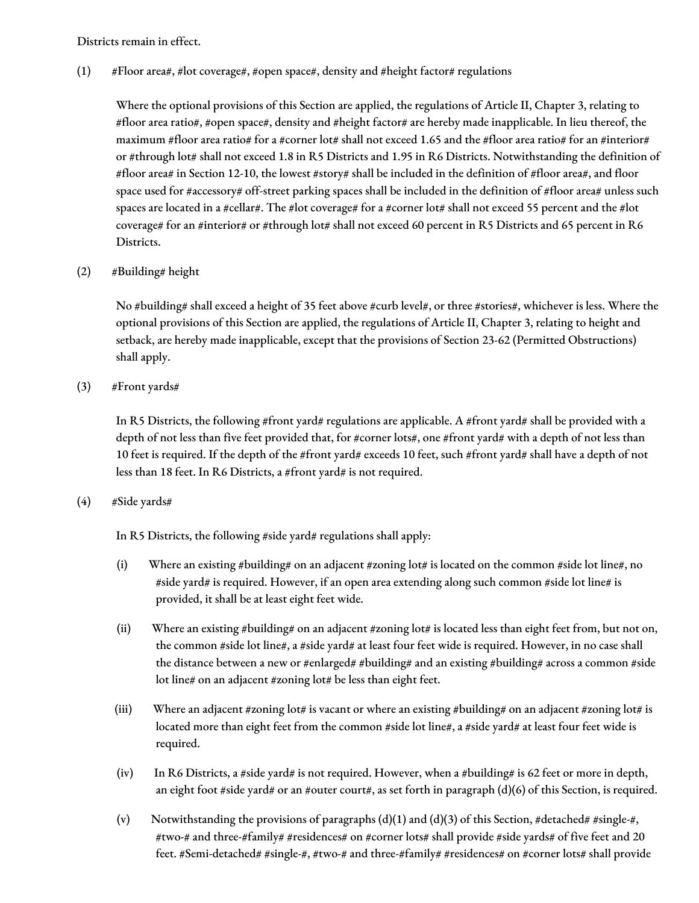Districts remain in effect.

(1) #Floor area#, #lot coverage#, #open space#, density and #height factor# regulations

Where the optional provisions of this Section are applied, the regulations of Article II, Chapter 3, relating to #floor area ratio#, #open space#, density and #height factor# are hereby made inapplicable. In lieu thereof, the maximum #floor area ratio# for a #corner lot# shall not exceed 1.65 and the #floor area ratio# for an #interior# or #through lot# shall not exceed 1.8 in R5 Districts and 1.95 in R6 Districts. Notwithstanding the definition of #floor area# in Section 12-10, the lowest #story# shall be included in the definition of #floor area#, and floor space used for #accessory# off-street parking spaces shall be included in the definition of #floor area# unless such spaces are located in a #cellar#. The #lot coverage# for a #corner lot# shall not exceed 55 percent and the #lot coverage# for an #interior# or #through lot# shall not exceed 60 percent in R5 Districts and 65 percent in R6 Districts.

(2) #Building# height

No #building# shall exceed a height of 35 feet above #curb level#, or three #stories#, whichever is less. Where the optional provisions of this Section are applied, the regulations of Article II, Chapter 3, relating to height and setback, are hereby made inapplicable, except that the provisions of Section 23-62 (Permitted Obstructions) shall apply.

(3) #Front yards#

In R5 Districts, the following #front yard# regulations are applicable. A #front yard# shall be provided with a depth of not less than five feet provided that, for #corner lots#, one #front yard# with a depth of not less than 10 feet is required. If the depth of the #front yard# exceeds 10 feet, such #front yard# shall have a depth of not less than 18 feet. In R6 Districts, a #front yard# is not required.

(4) #Side yards#

In R5 Districts, the following #side yard# regulations shall apply:

(i) Where an existing #building# on an adjacent #zoning lot# is located on the common #side lot line#, no #side yard# is required. However, if an open area extending along such common #side lot line# is provided, it shall be at least eight feet wide.

(ii) Where an existing #building# on an adjacent #zoning lot# is located less than eight feet from, but not on, the common #side lot line#, a #side yard# at least four feet wide is required. However, in no case shall the distance between a new or #enlarged# #building# and an existing #building# across a common #side lot line# on an adjacent #zoning lot# be less than eight feet.

(iii) Where an adjacent #zoning lot# is vacant or where an existing #building# on an adjacent #zoning lot# is located more than eight feet from the common #side lot line#, a #side yard# at least four feet wide is required.

(iv) In R6 Districts, a #side yard# is not required. However, when a #building# is 62 feet or more in depth, an eight foot #side yard# or an #outer court#, as set forth in paragraph (d)(6) of this Section, is required.

(v) Notwithstanding the provisions of paragraphs (d)(1) and (d)(3) of this Section, #detached# #single-#, #two-# and three-#family# #residences# on #corner lots# shall provide #side yards# of five feet and 20 feet. #Semi-detached# #single-#, #two-# and three-#family# #residences# on #corner lots# shall provide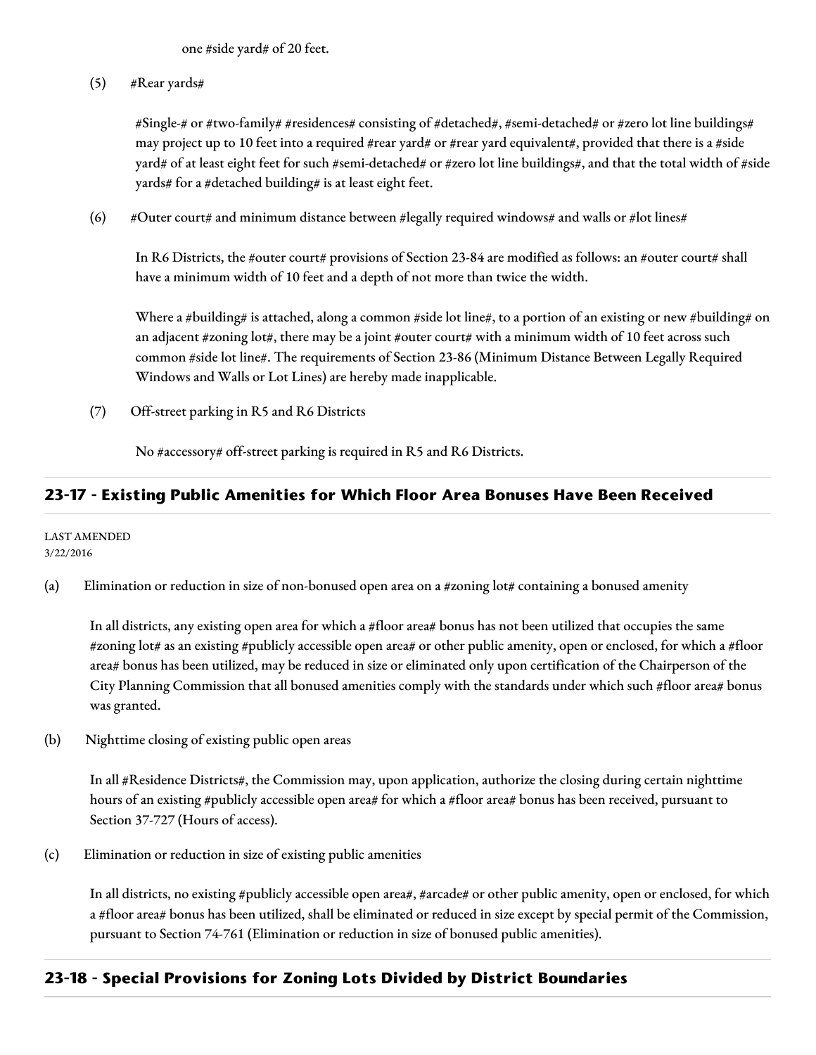one #side yard# of 20 feet.

(5) #Rear yards#

#Single-# or #two-family# #residences# consisting of #detached#, #semi-detached# or #zero lot line buildings# may project up to 10 feet into a required #rear yard# or #rear yard equivalent#, provided that there is a #side yard# of at least eight feet for such #semi-detached# or #zero lot line buildings#, and that the total width of #side yards# for a #detached building# is at least eight feet.

(6) #Outer court# and minimum distance between #legally required windows# and walls or #lot lines#

In R6 Districts, the #outer court# provisions of Section 23-84 are modified as follows: an #outer court# shall have a minimum width of 10 feet and a depth of not more than twice the width.

Where a #building# is attached, along a common #side lot line#, to a portion of an existing or new #building# on an adjacent #zoning lot#, there may be a joint #outer court# with a minimum width of 10 feet across such common #side lot line#. The requirements of Section 23-86 (Minimum Distance Between Legally Required Windows and Walls or Lot Lines) are hereby made inapplicable.

(7) Off-street parking in R5 and R6 Districts

No #accessory# off-street parking is required in R5 and R6 Districts.

## 23-17 - Existing Public Amenities for Which Floor Area Bonuses Have Been Received

LAST AMENDED
3/22/2016

(a) Elimination or reduction in size of non-bonused open area on a #zoning lot# containing a bonused amenity

In all districts, any existing open area for which a #floor area# bonus has not been utilized that occupies the same #zoning lot# as an existing #publicly accessible open area# or other public amenity, open or enclosed, for which a #floor area# bonus has been utilized, may be reduced in size or eliminated only upon certification of the Chairperson of the City Planning Commission that all bonused amenities comply with the standards under which such #floor area# bonus was granted.

(b) Nighttime closing of existing public open areas

In all #Residence Districts#, the Commission may, upon application, authorize the closing during certain nighttime hours of an existing #publicly accessible open area# for which a #floor area# bonus has been received, pursuant to Section 37-727 (Hours of access).

(c) Elimination or reduction in size of existing public amenities

In all districts, no existing #publicly accessible open area#, #arcade# or other public amenity, open or enclosed, for which a #floor area# bonus has been utilized, shall be eliminated or reduced in size except by special permit of the Commission, pursuant to Section 74-761 (Elimination or reduction in size of bonused public amenities).

## 23-18 - Special Provisions for Zoning Lots Divided by District Boundaries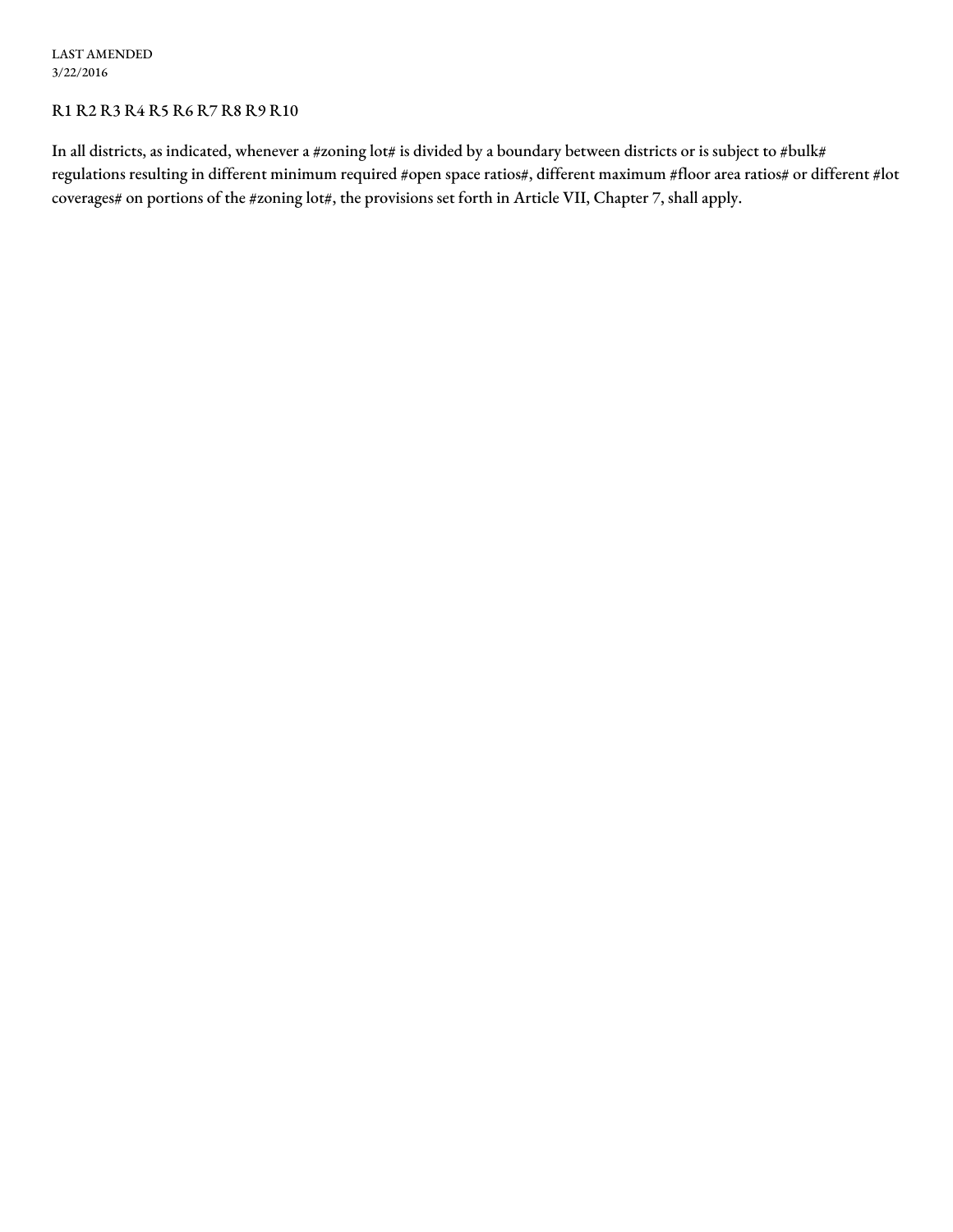LAST AMENDED
3/22/2016

R1 R2 R3 R4 R5 R6 R7 R8 R9 R10

In all districts, as indicated, whenever a #zoning lot# is divided by a boundary between districts or is subject to #bulk# regulations resulting in different minimum required #open space ratios#, different maximum #floor area ratios# or different #lot coverages# on portions of the #zoning lot#, the provisions set forth in Article VII, Chapter 7, shall apply.